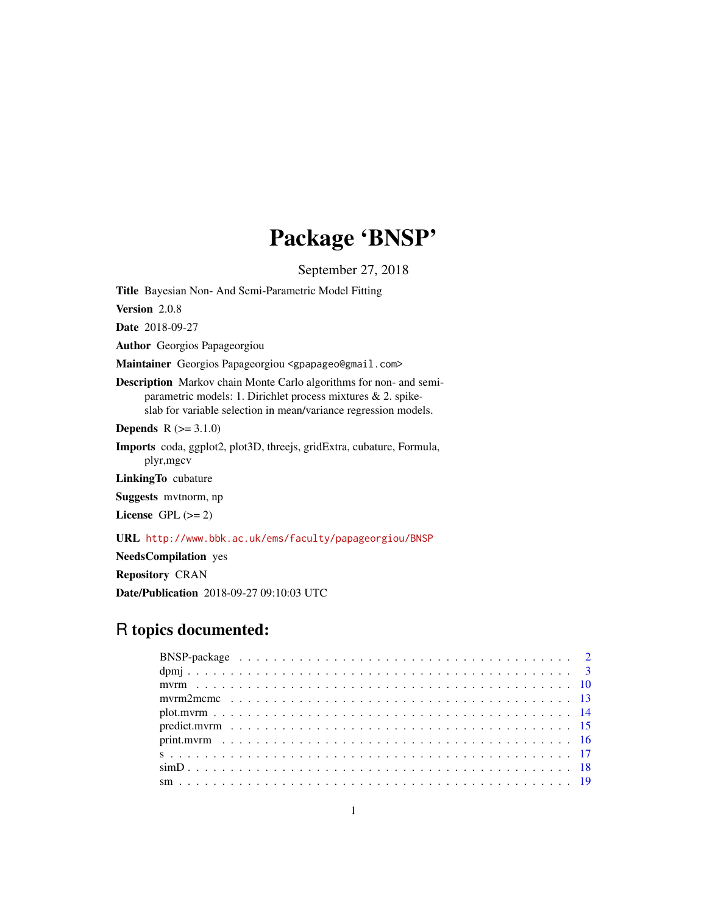# Package 'BNSP'

September 27, 2018

**Title** Bayesian Non- And Semi-Parametric Model Fitting

**Version** 2.0.8

**Date** 2018-09-27

**Author** Georgios Papageorgiou

**Maintainer** Georgios Papageorgiou <gpapageo@gmail.com>

**Description** Markov chain Monte Carlo algorithms for non- and semi-parametric models: 1. Dirichlet process mixtures & 2. spike-slab for variable selection in mean/variance regression models.

**Depends** R (>= 3.1.0)

**Imports** coda, ggplot2, plot3D, threejs, gridExtra, cubature, Formula, plyr,mgcv

**LinkingTo** cubature

**Suggests** mvtnorm, np

**License** GPL (>= 2)

**URL** http://www.bbk.ac.uk/ems/faculty/papageorgiou/BNSP

**NeedsCompilation** yes

**Repository** CRAN

**Date/Publication** 2018-09-27 09:10:03 UTC

## R topics documented:

| | |
|---|---|
| BNSP-package | 2 |
| dpmj | 3 |
| mvrm | 10 |
| mvrm2mcmc | 13 |
| plot.mvrm | 14 |
| predict.mvrm | 15 |
| print.mvrm | 16 |
| s | 17 |
| simD | 18 |
| sm | 19 |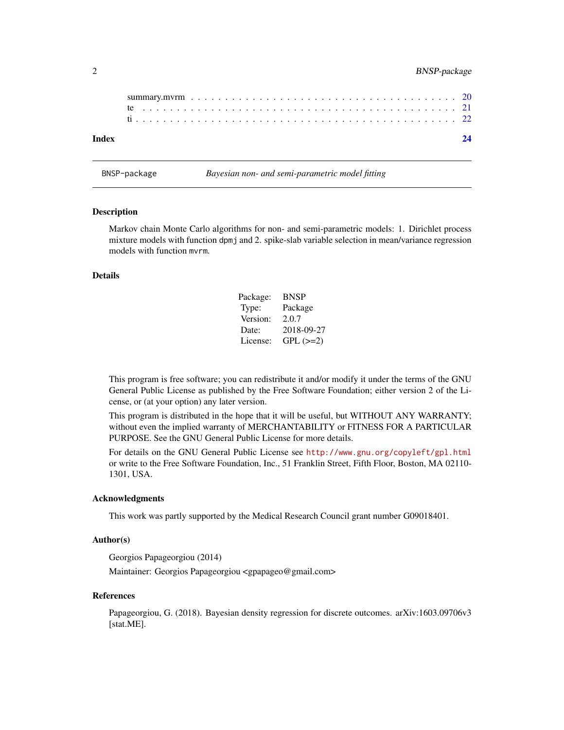summary.mvrm . . . . . . . . . . . . . . . . . . . . . . . . . . . . . . . . . . . . . . 20
te . . . . . . . . . . . . . . . . . . . . . . . . . . . . . . . . . . . . . . . . . . . 21
ti . . . . . . . . . . . . . . . . . . . . . . . . . . . . . . . . . . . . . . . . . . . . 22

**Index** **24**

---

BNSP-package *Bayesian non- and semi-parametric model fitting*

---

## Description

Markov chain Monte Carlo algorithms for non- and semi-parametric models: 1. Dirichlet process mixture models with function `dpmj` and 2. spike-slab variable selection in mean/variance regression models with function `mvrm`.

## Details

| | |
|---|---|
| Package: | BNSP |
| Type: | Package |
| Version: | 2.0.7 |
| Date: | 2018-09-27 |
| License: | GPL (>=2) |

This program is free software; you can redistribute it and/or modify it under the terms of the GNU General Public License as published by the Free Software Foundation; either version 2 of the License, or (at your option) any later version.

This program is distributed in the hope that it will be useful, but WITHOUT ANY WARRANTY; without even the implied warranty of MERCHANTABILITY or FITNESS FOR A PARTICULAR PURPOSE. See the GNU General Public License for more details.

For details on the GNU General Public License see http://www.gnu.org/copyleft/gpl.html or write to the Free Software Foundation, Inc., 51 Franklin Street, Fifth Floor, Boston, MA 02110-1301, USA.

## Acknowledgments

This work was partly supported by the Medical Research Council grant number G09018401.

## Author(s)

Georgios Papageorgiou (2014)

Maintainer: Georgios Papageorgiou <gpapageo@gmail.com>

## References

Papageorgiou, G. (2018). Bayesian density regression for discrete outcomes. arXiv:1603.09706v3 [stat.ME].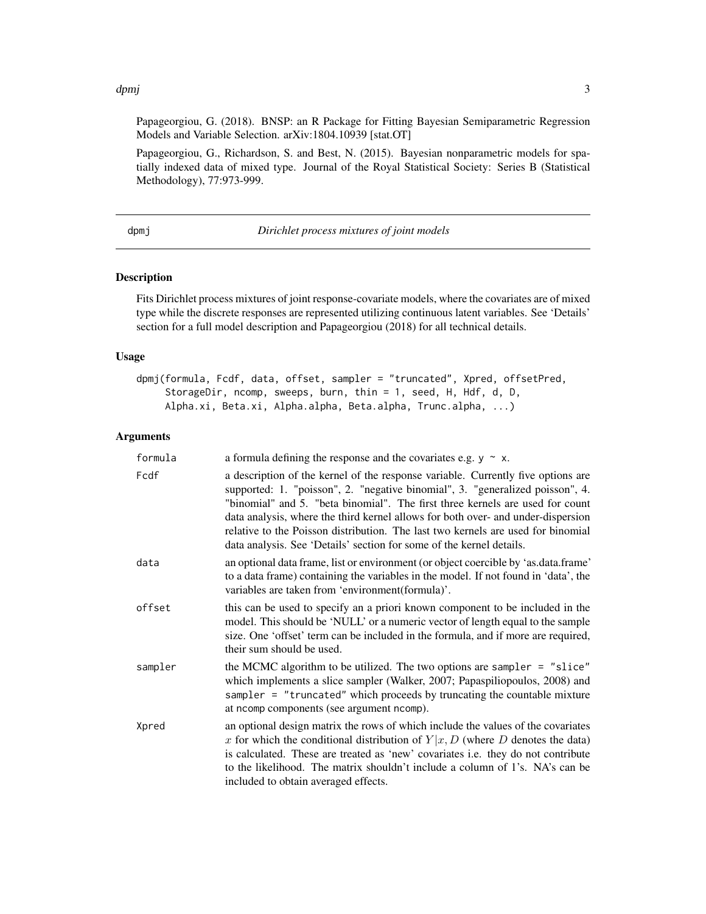Papageorgiou, G. (2018). BNSP: an R Package for Fitting Bayesian Semiparametric Regression Models and Variable Selection. arXiv:1804.10939 [stat.OT]

Papageorgiou, G., Richardson, S. and Best, N. (2015). Bayesian nonparametric models for spatially indexed data of mixed type. Journal of the Royal Statistical Society: Series B (Statistical Methodology), 77:973-999.

---

## dpmj — *Dirichlet process mixtures of joint models*

### Description

Fits Dirichlet process mixtures of joint response-covariate models, where the covariates are of mixed type while the discrete responses are represented utilizing continuous latent variables. See 'Details' section for a full model description and Papageorgiou (2018) for all technical details.

### Usage

```
dpmj(formula, Fcdf, data, offset, sampler = "truncated", Xpred, offsetPred,
     StorageDir, ncomp, sweeps, burn, thin = 1, seed, H, Hdf, d, D,
     Alpha.xi, Beta.xi, Alpha.alpha, Beta.alpha, Trunc.alpha, ...)
```

### Arguments

| | |
|---|---|
| `formula` | a formula defining the response and the covariates e.g. `y ~ x`. |
| `Fcdf` | a description of the kernel of the response variable. Currently five options are supported: 1. "poisson", 2. "negative binomial", 3. "generalized poisson", 4. "binomial" and 5. "beta binomial". The first three kernels are used for count data analysis, where the third kernel allows for both over- and under-dispersion relative to the Poisson distribution. The last two kernels are used for binomial data analysis. See 'Details' section for some of the kernel details. |
| `data` | an optional data frame, list or environment (or object coercible by 'as.data.frame' to a data frame) containing the variables in the model. If not found in 'data', the variables are taken from 'environment(formula)'. |
| `offset` | this can be used to specify an a priori known component to be included in the model. This should be 'NULL' or a numeric vector of length equal to the sample size. One 'offset' term can be included in the formula, and if more are required, their sum should be used. |
| `sampler` | the MCMC algorithm to be utilized. The two options are `sampler = "slice"` which implements a slice sampler (Walker, 2007; Papaspiliopoulos, 2008) and `sampler = "truncated"` which proceeds by truncating the countable mixture at `ncomp` components (see argument `ncomp`). |
| `Xpred` | an optional design matrix the rows of which include the values of the covariates $x$ for which the conditional distribution of $Y|x, D$ (where $D$ denotes the data) is calculated. These are treated as 'new' covariates i.e. they do not contribute to the likelihood. The matrix shouldn't include a column of 1's. NA's can be included to obtain averaged effects. |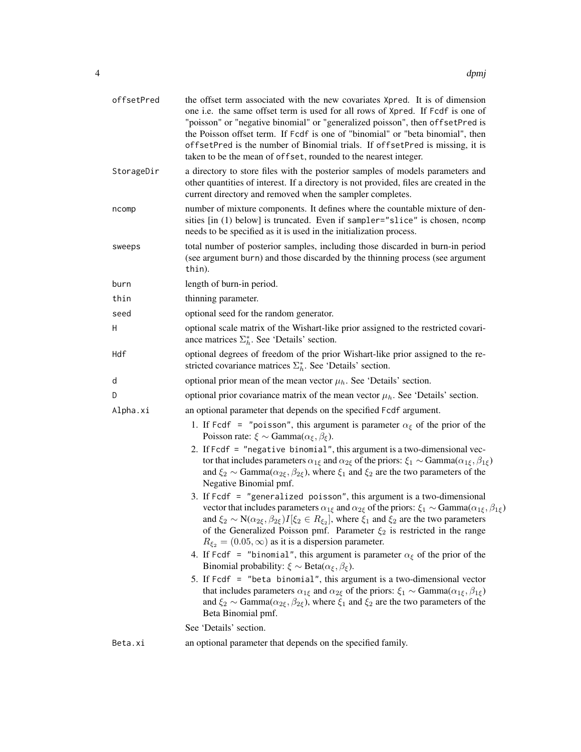| Argument | Description |
|---|---|
| offsetPred | the offset term associated with the new covariates Xpred. It is of dimension one i.e. the same offset term is used for all rows of Xpred. If Fcdf is one of "poisson" or "negative binomial" or "generalized poisson", then offsetPred is the Poisson offset term. If Fcdf is one of "binomial" or "beta binomial", then offsetPred is the number of Binomial trials. If offsetPred is missing, it is taken to be the mean of offset, rounded to the nearest integer. |
| StorageDir | a directory to store files with the posterior samples of models parameters and other quantities of interest. If a directory is not provided, files are created in the current directory and removed when the sampler completes. |
| ncomp | number of mixture components. It defines where the countable mixture of densities [in (1) below] is truncated. Even if sampler="slice" is chosen, ncomp needs to be specified as it is used in the initialization process. |
| sweeps | total number of posterior samples, including those discarded in burn-in period (see argument burn) and those discarded by the thinning process (see argument thin). |
| burn | length of burn-in period. |
| thin | thinning parameter. |
| seed | optional seed for the random generator. |
| H | optional scale matrix of the Wishart-like prior assigned to the restricted covariance matrices $\Sigma_h^*$. See 'Details' section. |
| Hdf | optional degrees of freedom of the prior Wishart-like prior assigned to the restricted covariance matrices $\Sigma_h^*$. See 'Details' section. |
| d | optional prior mean of the mean vector $\mu_h$. See 'Details' section. |
| D | optional prior covariance matrix of the mean vector $\mu_h$. See 'Details' section. |
| Alpha.xi | an optional parameter that depends on the specified Fcdf argument. (see list below) |
| Beta.xi | an optional parameter that depends on the specified family. |

Alpha.xi options:

1. If Fcdf = "poisson", this argument is parameter $\alpha_\xi$ of the prior of the Poisson rate: $\xi \sim \text{Gamma}(\alpha_\xi, \beta_\xi)$.
2. If Fcdf = "negative binomial", this argument is a two-dimensional vector that includes parameters $\alpha_{1\xi}$ and $\alpha_{2\xi}$ of the priors: $\xi_1 \sim \text{Gamma}(\alpha_{1\xi}, \beta_{1\xi})$ and $\xi_2 \sim \text{Gamma}(\alpha_{2\xi}, \beta_{2\xi})$, where $\xi_1$ and $\xi_2$ are the two parameters of the Negative Binomial pmf.
3. If Fcdf = "generalized poisson", this argument is a two-dimensional vector that includes parameters $\alpha_{1\xi}$ and $\alpha_{2\xi}$ of the priors: $\xi_1 \sim \text{Gamma}(\alpha_{1\xi}, \beta_{1\xi})$ and $\xi_2 \sim \text{N}(\alpha_{2\xi}, \beta_{2\xi}) I[\xi_2 \in R_{\xi_2}]$, where $\xi_1$ and $\xi_2$ are the two parameters of the Generalized Poisson pmf. Parameter $\xi_2$ is restricted in the range $R_{\xi_2} = (0.05, \infty)$ as it is a dispersion parameter.
4. If Fcdf = "binomial", this argument is parameter $\alpha_\xi$ of the prior of the Binomial probability: $\xi \sim \text{Beta}(\alpha_\xi, \beta_\xi)$.
5. If Fcdf = "beta binomial", this argument is a two-dimensional vector that includes parameters $\alpha_{1\xi}$ and $\alpha_{2\xi}$ of the priors: $\xi_1 \sim \text{Gamma}(\alpha_{1\xi}, \beta_{1\xi})$ and $\xi_2 \sim \text{Gamma}(\alpha_{2\xi}, \beta_{2\xi})$, where $\xi_1$ and $\xi_2$ are the two parameters of the Beta Binomial pmf.

See 'Details' section.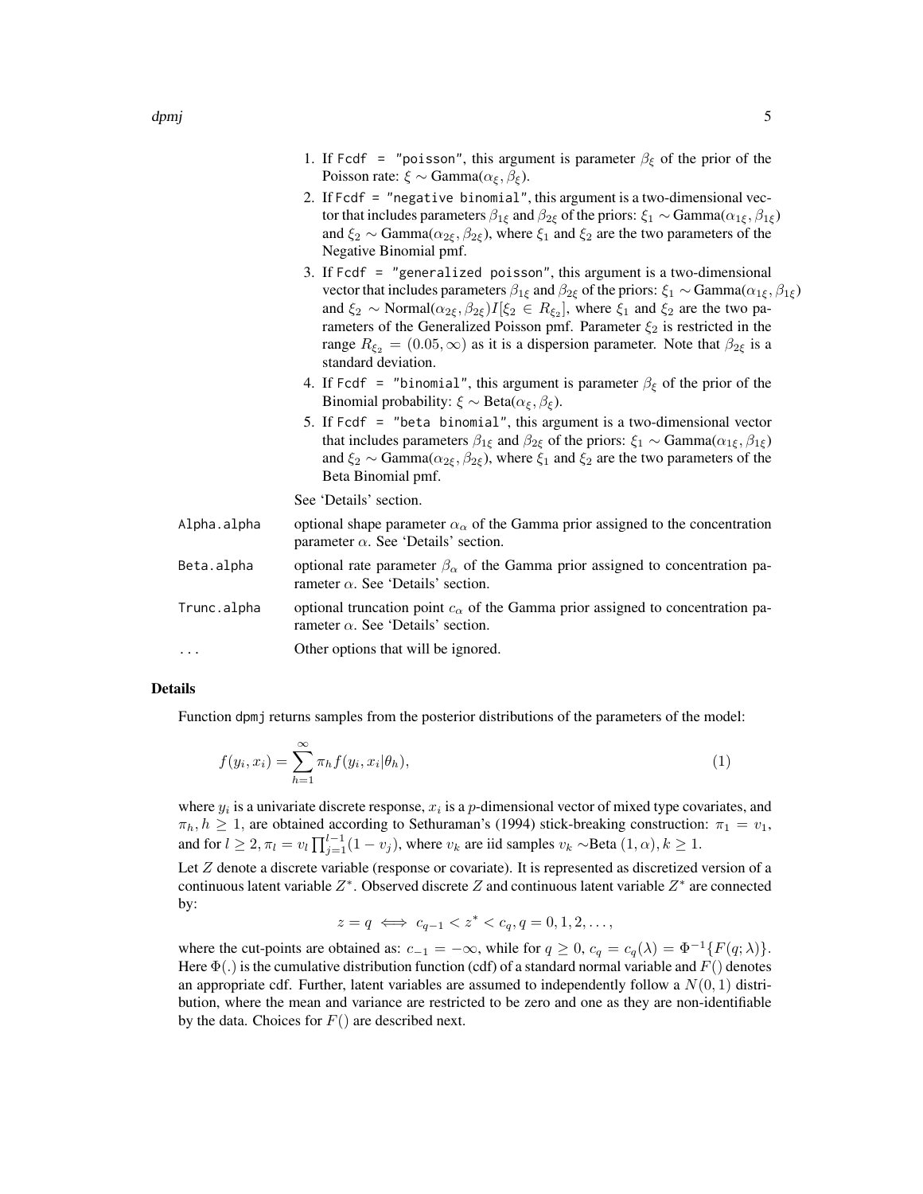1. If `Fcdf = "poisson"`, this argument is parameter $\beta_\xi$ of the prior of the Poisson rate: $\xi \sim \text{Gamma}(\alpha_\xi, \beta_\xi)$.
2. If `Fcdf = "negative binomial"`, this argument is a two-dimensional vector that includes parameters $\beta_{1\xi}$ and $\beta_{2\xi}$ of the priors: $\xi_1 \sim \text{Gamma}(\alpha_{1\xi}, \beta_{1\xi})$ and $\xi_2 \sim \text{Gamma}(\alpha_{2\xi}, \beta_{2\xi})$, where $\xi_1$ and $\xi_2$ are the two parameters of the Negative Binomial pmf.
3. If `Fcdf = "generalized poisson"`, this argument is a two-dimensional vector that includes parameters $\beta_{1\xi}$ and $\beta_{2\xi}$ of the priors: $\xi_1 \sim \text{Gamma}(\alpha_{1\xi}, \beta_{1\xi})$ and $\xi_2 \sim \text{Normal}(\alpha_{2\xi}, \beta_{2\xi}) I[\xi_2 \in R_{\xi_2}]$, where $\xi_1$ and $\xi_2$ are the two parameters of the Generalized Poisson pmf. Parameter $\xi_2$ is restricted in the range $R_{\xi_2} = (0.05, \infty)$ as it is a dispersion parameter. Note that $\beta_{2\xi}$ is a standard deviation.
4. If `Fcdf = "binomial"`, this argument is parameter $\beta_\xi$ of the prior of the Binomial probability: $\xi \sim \text{Beta}(\alpha_\xi, \beta_\xi)$.
5. If `Fcdf = "beta binomial"`, this argument is a two-dimensional vector that includes parameters $\beta_{1\xi}$ and $\beta_{2\xi}$ of the priors: $\xi_1 \sim \text{Gamma}(\alpha_{1\xi}, \beta_{1\xi})$ and $\xi_2 \sim \text{Gamma}(\alpha_{2\xi}, \beta_{2\xi})$, where $\xi_1$ and $\xi_2$ are the two parameters of the Beta Binomial pmf.

See 'Details' section.

`Alpha.alpha` optional shape parameter $\alpha_\alpha$ of the Gamma prior assigned to the concentration parameter $\alpha$. See 'Details' section.

`Beta.alpha` optional rate parameter $\beta_\alpha$ of the Gamma prior assigned to concentration parameter $\alpha$. See 'Details' section.

`Trunc.alpha` optional truncation point $c_\alpha$ of the Gamma prior assigned to concentration parameter $\alpha$. See 'Details' section.

`...` Other options that will be ignored.

## Details

Function `dpmj` returns samples from the posterior distributions of the parameters of the model:

$$f(y_i, x_i) = \sum_{h=1}^{\infty} \pi_h f(y_i, x_i | \theta_h), \tag{1}$$

where $y_i$ is a univariate discrete response, $x_i$ is a $p$-dimensional vector of mixed type covariates, and $\pi_h, h \geq 1$, are obtained according to Sethuraman's (1994) stick-breaking construction: $\pi_1 = v_1$, and for $l \geq 2, \pi_l = v_l \prod_{j=1}^{l-1}(1 - v_j)$, where $v_k$ are iid samples $v_k \sim$Beta $(1, \alpha), k \geq 1$.

Let $Z$ denote a discrete variable (response or covariate). It is represented as discretized version of a continuous latent variable $Z^*$. Observed discrete $Z$ and continuous latent variable $Z^*$ are connected by:

$$z = q \iff c_{q-1} < z^* < c_q, q = 0, 1, 2, \dots,$$

where the cut-points are obtained as: $c_{-1} = -\infty$, while for $q \geq 0$, $c_q = c_q(\lambda) = \Phi^{-1}\{F(q; \lambda)\}$. Here $\Phi(.)$ is the cumulative distribution function (cdf) of a standard normal variable and $F()$ denotes an appropriate cdf. Further, latent variables are assumed to independently follow a $N(0, 1)$ distribution, where the mean and variance are restricted to be zero and one as they are non-identifiable by the data. Choices for $F()$ are described next.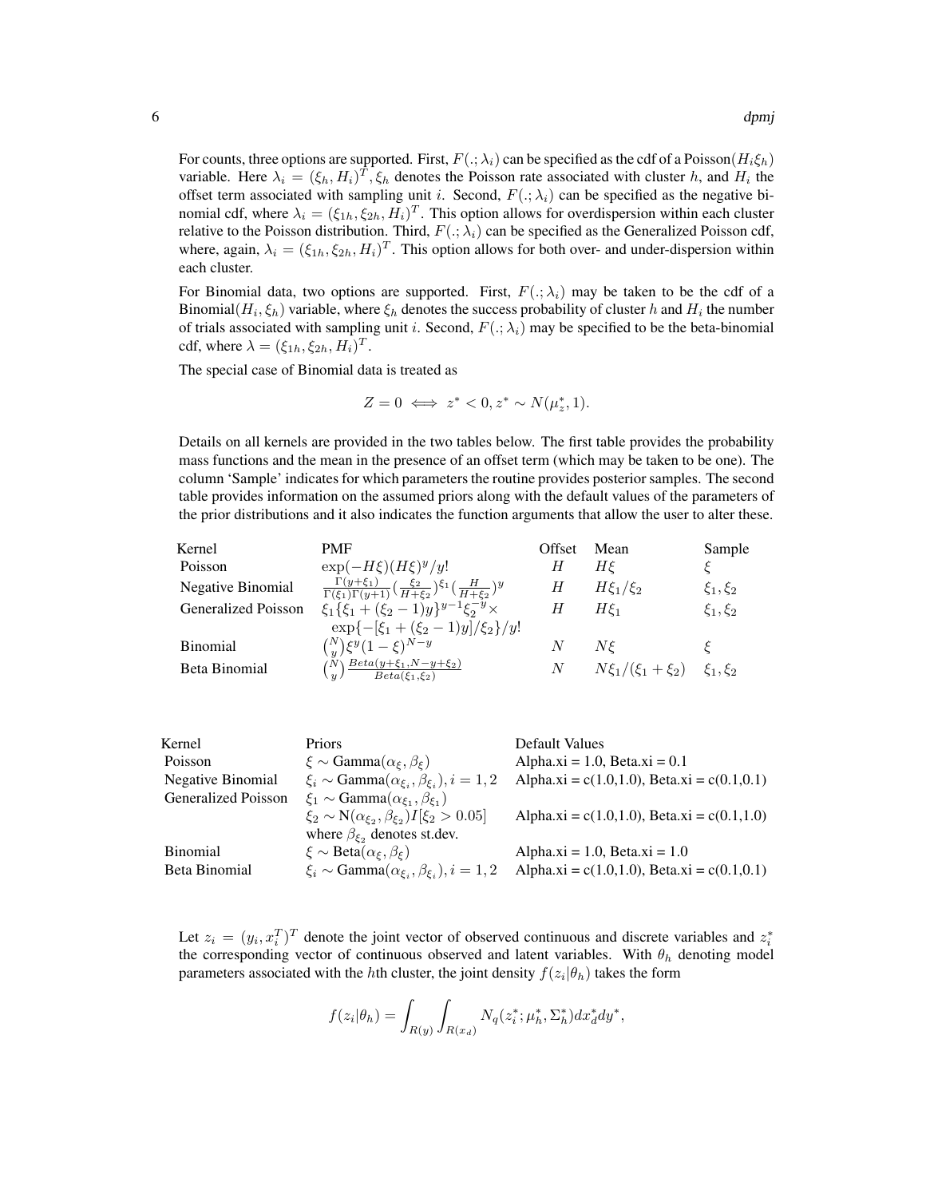For counts, three options are supported. First, $F(.; \lambda_i)$ can be specified as the cdf of a Poisson$(H_i \xi_h)$ variable. Here $\lambda_i = (\xi_h, H_i)^T, \xi_h$ denotes the Poisson rate associated with cluster $h$, and $H_i$ the offset term associated with sampling unit $i$. Second, $F(.; \lambda_i)$ can be specified as the negative binomial cdf, where $\lambda_i = (\xi_{1h}, \xi_{2h}, H_i)^T$. This option allows for overdispersion within each cluster relative to the Poisson distribution. Third, $F(.; \lambda_i)$ can be specified as the Generalized Poisson cdf, where, again, $\lambda_i = (\xi_{1h}, \xi_{2h}, H_i)^T$. This option allows for both over- and under-dispersion within each cluster.

For Binomial data, two options are supported. First, $F(.; \lambda_i)$ may be taken to be the cdf of a Binomial$(H_i, \xi_h)$ variable, where $\xi_h$ denotes the success probability of cluster $h$ and $H_i$ the number of trials associated with sampling unit $i$. Second, $F(.; \lambda_i)$ may be specified to be the beta-binomial cdf, where $\lambda = (\xi_{1h}, \xi_{2h}, H_i)^T$.

The special case of Binomial data is treated as

$$Z = 0 \iff z^* < 0, z^* \sim N(\mu_z^*, 1).$$

Details on all kernels are provided in the two tables below. The first table provides the probability mass functions and the mean in the presence of an offset term (which may be taken to be one). The column 'Sample' indicates for which parameters the routine provides posterior samples. The second table provides information on the assumed priors along with the default values of the parameters of the prior distributions and it also indicates the function arguments that allow the user to alter these.

| Kernel | PMF | Offset | Mean | Sample |
|---|---|---|---|---|
| Poisson | $\exp(-H\xi)(H\xi)^y/y!$ | $H$ | $H\xi$ | $\xi$ |
| Negative Binomial | $\frac{\Gamma(y+\xi_1)}{\Gamma(\xi_1)\Gamma(y+1)}(\frac{\xi_2}{H+\xi_2})^{\xi_1}(\frac{H}{H+\xi_2})^y$ | $H$ | $H\xi_1/\xi_2$ | $\xi_1, \xi_2$ |
| Generalized Poisson | $\xi_1\{\xi_1 + (\xi_2 - 1)y\}^{y-1}\xi_2^{-y} \times$ $\exp\{-[\xi_1 + (\xi_2 - 1)y]/\xi_2\}/y!$ | $H$ | $H\xi_1$ | $\xi_1, \xi_2$ |
| Binomial | $\binom{N}{y}\xi^y(1-\xi)^{N-y}$ | $N$ | $N\xi$ | $\xi$ |
| Beta Binomial | $\binom{N}{y}\frac{Beta(y+\xi_1, N-y+\xi_2)}{Beta(\xi_1,\xi_2)}$ | $N$ | $N\xi_1/(\xi_1+\xi_2)$ | $\xi_1, \xi_2$ |

| Kernel | Priors | Default Values |
|---|---|---|
| Poisson | $\xi \sim$ Gamma$(\alpha_\xi, \beta_\xi)$ | Alpha.xi = 1.0, Beta.xi = 0.1 |
| Negative Binomial | $\xi_i \sim$ Gamma$(\alpha_{\xi_i}, \beta_{\xi_i}), i = 1, 2$ | Alpha.xi = c(1.0,1.0), Beta.xi = c(0.1,0.1) |
| Generalized Poisson | $\xi_1 \sim$ Gamma$(\alpha_{\xi_1}, \beta_{\xi_1})$ $\xi_2 \sim$ N$(\alpha_{\xi_2}, \beta_{\xi_2})I[\xi_2 > 0.05]$ where $\beta_{\xi_2}$ denotes st.dev. | Alpha.xi = c(1.0,1.0), Beta.xi = c(0.1,1.0) |
| Binomial | $\xi \sim$ Beta$(\alpha_\xi, \beta_\xi)$ | Alpha.xi = 1.0, Beta.xi = 1.0 |
| Beta Binomial | $\xi_i \sim$ Gamma$(\alpha_{\xi_i}, \beta_{\xi_i}), i = 1, 2$ | Alpha.xi = c(1.0,1.0), Beta.xi = c(0.1,0.1) |

Let $z_i = (y_i, x_i^T)^T$ denote the joint vector of observed continuous and discrete variables and $z_i^*$ the corresponding vector of continuous observed and latent variables. With $\theta_h$ denoting model parameters associated with the $h$th cluster, the joint density $f(z_i|\theta_h)$ takes the form

$$f(z_i|\theta_h) = \int_{R(y)} \int_{R(x_d)} N_q(z_i^*; \mu_h^*, \Sigma_h^*) dx_d^* dy^*,$$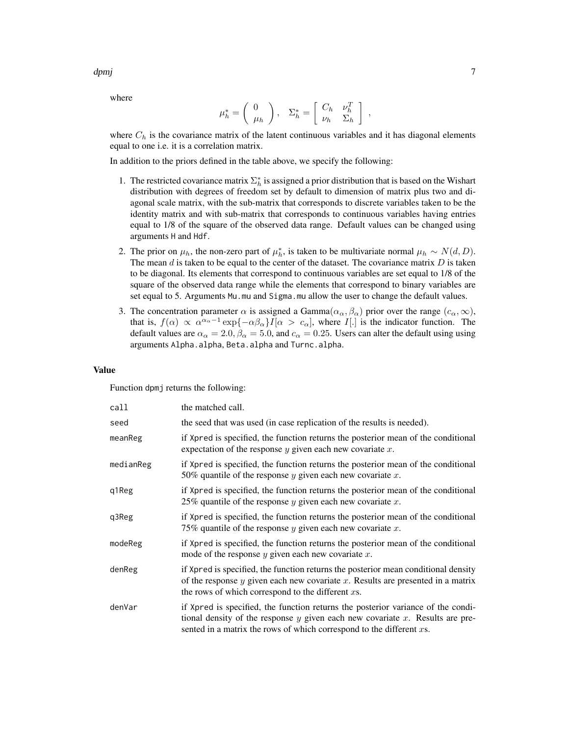where

$$\mu_h^* = \begin{pmatrix} 0 \\ \mu_h \end{pmatrix}, \quad \Sigma_h^* = \begin{bmatrix} C_h & \nu_h^T \\ \nu_h & \Sigma_h \end{bmatrix},$$

where $C_h$ is the covariance matrix of the latent continuous variables and it has diagonal elements equal to one i.e. it is a correlation matrix.

In addition to the priors defined in the table above, we specify the following:

1. The restricted covariance matrix $\Sigma_h^*$ is assigned a prior distribution that is based on the Wishart distribution with degrees of freedom set by default to dimension of matrix plus two and diagonal scale matrix, with the sub-matrix that corresponds to discrete variables taken to be the identity matrix and with sub-matrix that corresponds to continuous variables having entries equal to 1/8 of the square of the observed data range. Default values can be changed using arguments `H` and `Hdf`.
2. The prior on $\mu_h$, the non-zero part of $\mu_h^*$, is taken to be multivariate normal $\mu_h \sim N(d, D)$. The mean $d$ is taken to be equal to the center of the dataset. The covariance matrix $D$ is taken to be diagonal. Its elements that correspond to continuous variables are set equal to 1/8 of the square of the observed data range while the elements that correspond to binary variables are set equal to 5. Arguments `Mu.mu` and `Sigma.mu` allow the user to change the default values.
3. The concentration parameter $\alpha$ is assigned a Gamma$(\alpha_\alpha, \beta_\alpha)$ prior over the range $(c_\alpha, \infty)$, that is, $f(\alpha) \propto \alpha^{\alpha_\alpha - 1} \exp\{-\alpha\beta_\alpha\} I[\alpha > c_\alpha]$, where $I[.]$ is the indicator function. The default values are $\alpha_\alpha = 2.0, \beta_\alpha = 5.0$, and $c_\alpha = 0.25$. Users can alter the default using using arguments `Alpha.alpha`, `Beta.alpha` and `Turnc.alpha`.

### Value

Function `dpmj` returns the following:

| | |
|---|---|
| `call` | the matched call. |
| `seed` | the seed that was used (in case replication of the results is needed). |
| `meanReg` | if `Xpred` is specified, the function returns the posterior mean of the conditional expectation of the response $y$ given each new covariate $x$. |
| `medianReg` | if `Xpred` is specified, the function returns the posterior mean of the conditional 50% quantile of the response $y$ given each new covariate $x$. |
| `q1Reg` | if `Xpred` is specified, the function returns the posterior mean of the conditional 25% quantile of the response $y$ given each new covariate $x$. |
| `q3Reg` | if `Xpred` is specified, the function returns the posterior mean of the conditional 75% quantile of the response $y$ given each new covariate $x$. |
| `modeReg` | if `Xpred` is specified, the function returns the posterior mean of the conditional mode of the response $y$ given each new covariate $x$. |
| `denReg` | if `Xpred` is specified, the function returns the posterior mean conditional density of the response $y$ given each new covariate $x$. Results are presented in a matrix the rows of which correspond to the different $x$s. |
| `denVar` | if `Xpred` is specified, the function returns the posterior variance of the conditional density of the response $y$ given each new covariate $x$. Results are presented in a matrix the rows of which correspond to the different $x$s. |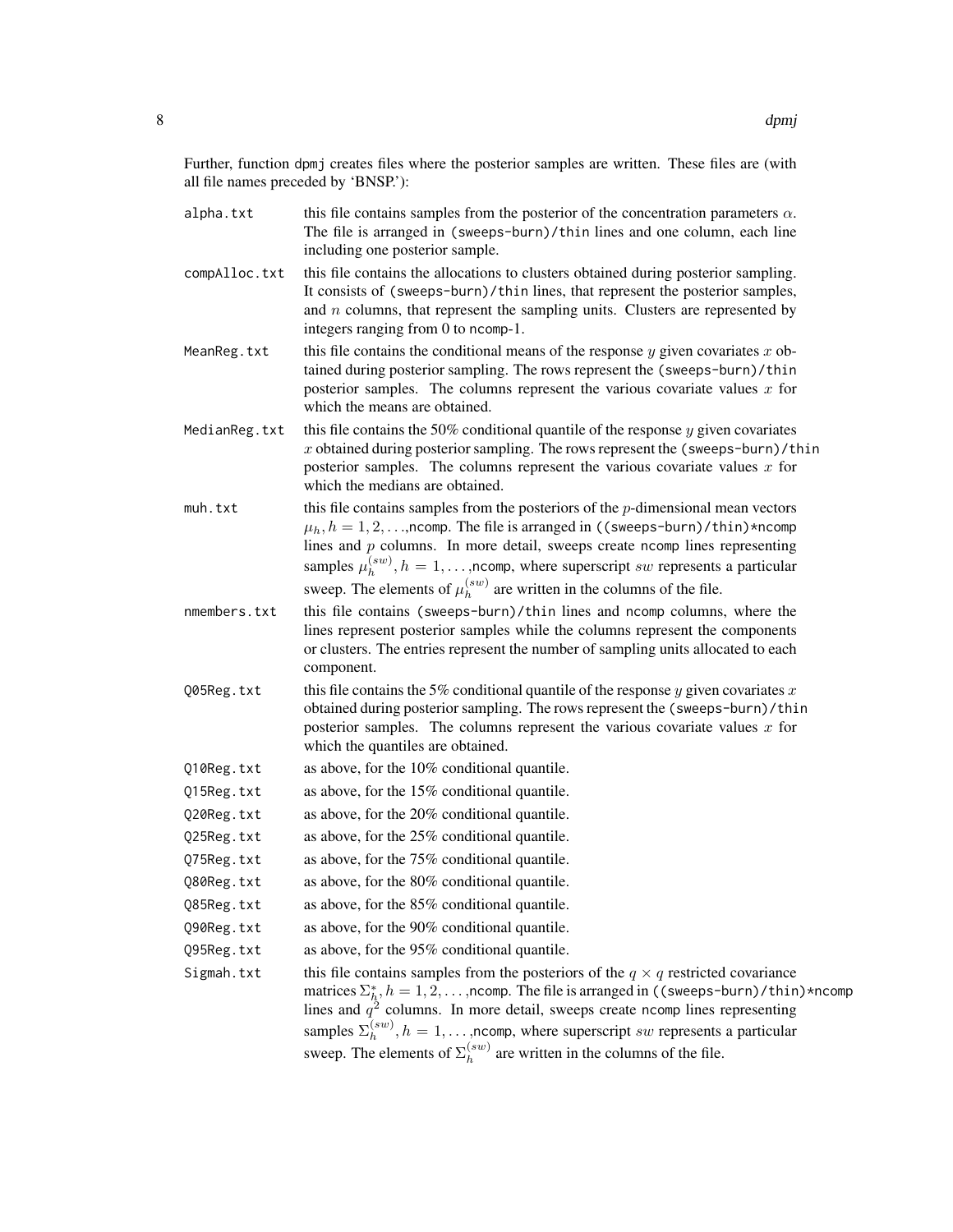Further, function `dpmj` creates files where the posterior samples are written. These files are (with all file names preceded by 'BNSP.'):

`alpha.txt`
: this file contains samples from the posterior of the concentration parameters $\alpha$. The file is arranged in `(sweeps-burn)/thin` lines and one column, each line including one posterior sample.

`compAlloc.txt`
: this file contains the allocations to clusters obtained during posterior sampling. It consists of `(sweeps-burn)/thin` lines, that represent the posterior samples, and $n$ columns, that represent the sampling units. Clusters are represented by integers ranging from 0 to `ncomp`-1.

`MeanReg.txt`
: this file contains the conditional means of the response $y$ given covariates $x$ obtained during posterior sampling. The rows represent the `(sweeps-burn)/thin` posterior samples. The columns represent the various covariate values $x$ for which the means are obtained.

`MedianReg.txt`
: this file contains the 50% conditional quantile of the response $y$ given covariates $x$ obtained during posterior sampling. The rows represent the `(sweeps-burn)/thin` posterior samples. The columns represent the various covariate values $x$ for which the medians are obtained.

`muh.txt`
: this file contains samples from the posteriors of the $p$-dimensional mean vectors $\mu_h, h = 1, 2, \ldots,$`ncomp`. The file is arranged in `((sweeps-burn)/thin)*ncomp` lines and $p$ columns. In more detail, sweeps create `ncomp` lines representing samples $\mu_h^{(sw)}, h = 1, \ldots,$`ncomp`, where superscript $sw$ represents a particular sweep. The elements of $\mu_h^{(sw)}$ are written in the columns of the file.

`nmembers.txt`
: this file contains `(sweeps-burn)/thin` lines and `ncomp` columns, where the lines represent posterior samples while the columns represent the components or clusters. The entries represent the number of sampling units allocated to each component.

`Q05Reg.txt`
: this file contains the 5% conditional quantile of the response $y$ given covariates $x$ obtained during posterior sampling. The rows represent the `(sweeps-burn)/thin` posterior samples. The columns represent the various covariate values $x$ for which the quantiles are obtained.

`Q10Reg.txt`
: as above, for the 10% conditional quantile.

`Q15Reg.txt`
: as above, for the 15% conditional quantile.

`Q20Reg.txt`
: as above, for the 20% conditional quantile.

`Q25Reg.txt`
: as above, for the 25% conditional quantile.

`Q75Reg.txt`
: as above, for the 75% conditional quantile.

`Q80Reg.txt`
: as above, for the 80% conditional quantile.

`Q85Reg.txt`
: as above, for the 85% conditional quantile.

`Q90Reg.txt`
: as above, for the 90% conditional quantile.

`Q95Reg.txt`
: as above, for the 95% conditional quantile.

`Sigmah.txt`
: this file contains samples from the posteriors of the $q \times q$ restricted covariance matrices $\Sigma_h^*, h = 1, 2, \ldots,$`ncomp`. The file is arranged in `((sweeps-burn)/thin)*ncomp` lines and $q^2$ columns. In more detail, sweeps create `ncomp` lines representing samples $\Sigma_h^{(sw)}, h = 1, \ldots,$`ncomp`, where superscript $sw$ represents a particular sweep. The elements of $\Sigma_h^{(sw)}$ are written in the columns of the file.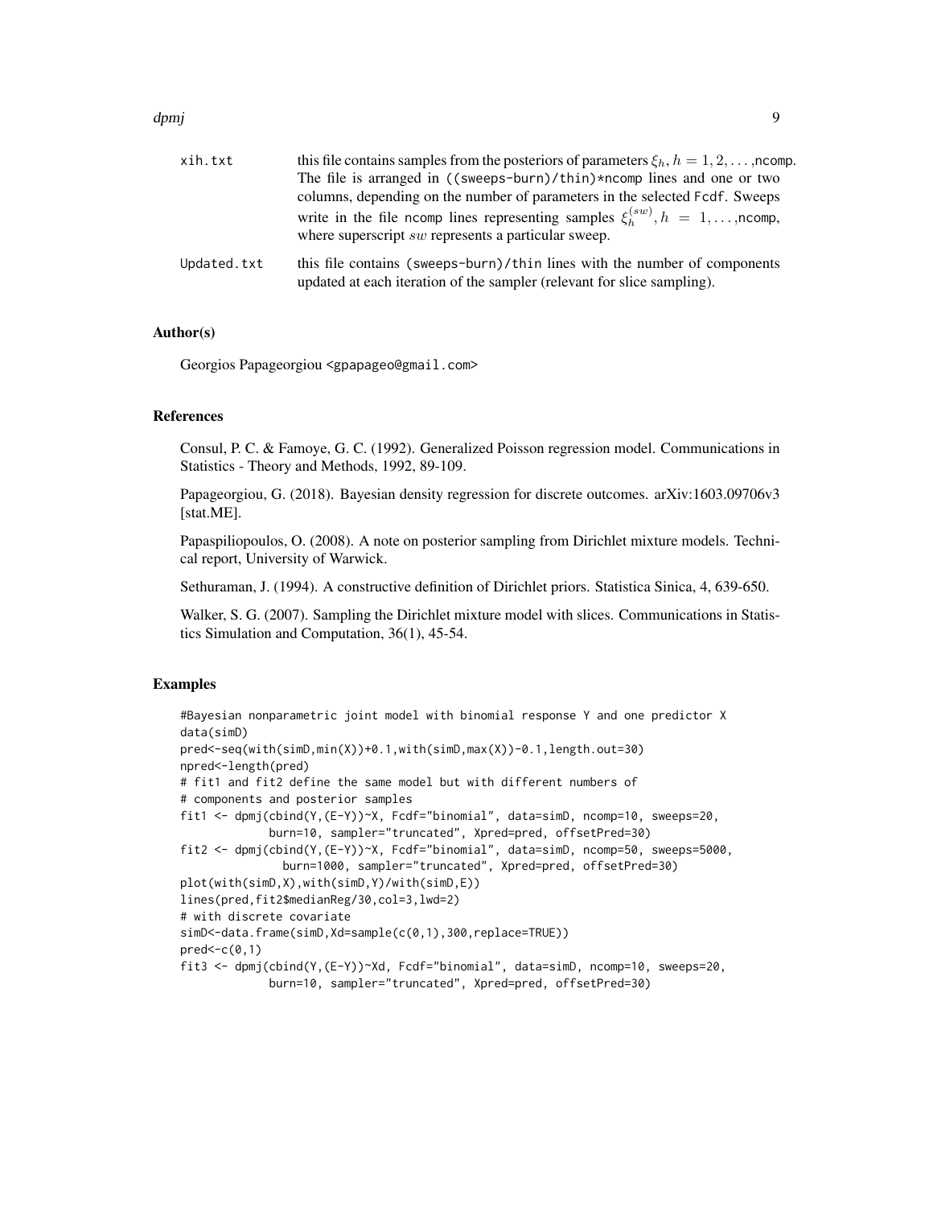xih.txt this file contains samples from the posteriors of parameters $\xi_h, h = 1, 2, \ldots,$ncomp. The file is arranged in ((sweeps-burn)/thin)*ncomp lines and one or two columns, depending on the number of parameters in the selected Fcdf. Sweeps write in the file ncomp lines representing samples $\xi_h^{(sw)}, h = 1, \ldots,$ncomp, where superscript $sw$ represents a particular sweep.

Updated.txt this file contains (sweeps-burn)/thin lines with the number of components updated at each iteration of the sampler (relevant for slice sampling).

## Author(s)

Georgios Papageorgiou <gpapageo@gmail.com>

## References

Consul, P. C. & Famoye, G. C. (1992). Generalized Poisson regression model. Communications in Statistics - Theory and Methods, 1992, 89-109.

Papageorgiou, G. (2018). Bayesian density regression for discrete outcomes. arXiv:1603.09706v3 [stat.ME].

Papaspiliopoulos, O. (2008). A note on posterior sampling from Dirichlet mixture models. Technical report, University of Warwick.

Sethuraman, J. (1994). A constructive definition of Dirichlet priors. Statistica Sinica, 4, 639-650.

Walker, S. G. (2007). Sampling the Dirichlet mixture model with slices. Communications in Statistics Simulation and Computation, 36(1), 45-54.

## Examples

```
#Bayesian nonparametric joint model with binomial response Y and one predictor X
data(simD)
pred<-seq(with(simD,min(X))+0.1,with(simD,max(X))-0.1,length.out=30)
npred<-length(pred)
# fit1 and fit2 define the same model but with different numbers of
# components and posterior samples
fit1 <- dpmj(cbind(Y,(E-Y))~X, Fcdf="binomial", data=simD, ncomp=10, sweeps=20,
             burn=10, sampler="truncated", Xpred=pred, offsetPred=30)
fit2 <- dpmj(cbind(Y,(E-Y))~X, Fcdf="binomial", data=simD, ncomp=50, sweeps=5000,
               burn=1000, sampler="truncated", Xpred=pred, offsetPred=30)
plot(with(simD,X),with(simD,Y)/with(simD,E))
lines(pred,fit2$medianReg/30,col=3,lwd=2)
# with discrete covariate
simD<-data.frame(simD,Xd=sample(c(0,1),300,replace=TRUE))
pred<-c(0,1)
fit3 <- dpmj(cbind(Y,(E-Y))~Xd, Fcdf="binomial", data=simD, ncomp=10, sweeps=20,
             burn=10, sampler="truncated", Xpred=pred, offsetPred=30)
```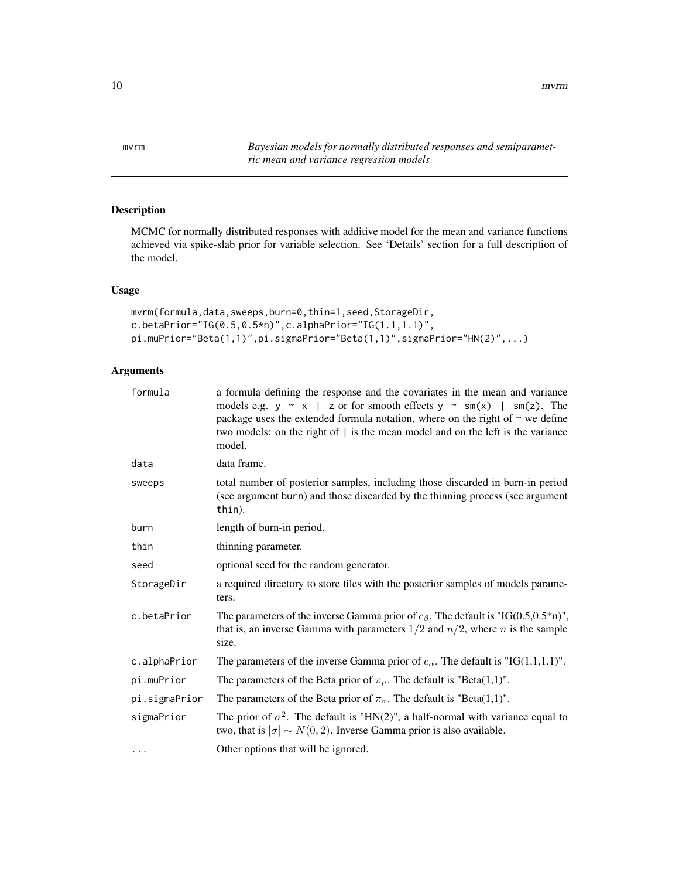# mvrm

*Bayesian models for normally distributed responses and semiparametric mean and variance regression models*

## Description

MCMC for normally distributed responses with additive model for the mean and variance functions achieved via spike-slab prior for variable selection. See 'Details' section for a full description of the model.

## Usage

```
mvrm(formula,data,sweeps,burn=0,thin=1,seed,StorageDir,
c.betaPrior="IG(0.5,0.5*n)",c.alphaPrior="IG(1.1,1.1)",
pi.muPrior="Beta(1,1)",pi.sigmaPrior="Beta(1,1)",sigmaPrior="HN(2)",...)
```

## Arguments

| | |
|---|---|
| `formula` | a formula defining the response and the covariates in the mean and variance models e.g. `y ~ x | z` or for smooth effects `y ~ sm(x) | sm(z)`. The package uses the extended formula notation, where on the right of ~ we define two models: on the right of \| is the mean model and on the left is the variance model. |
| `data` | data frame. |
| `sweeps` | total number of posterior samples, including those discarded in burn-in period (see argument `burn`) and those discarded by the thinning process (see argument `thin`). |
| `burn` | length of burn-in period. |
| `thin` | thinning parameter. |
| `seed` | optional seed for the random generator. |
| `StorageDir` | a required directory to store files with the posterior samples of models parameters. |
| `c.betaPrior` | The parameters of the inverse Gamma prior of $c_\beta$. The default is "IG(0.5,0.5*n)", that is, an inverse Gamma with parameters $1/2$ and $n/2$, where $n$ is the sample size. |
| `c.alphaPrior` | The parameters of the inverse Gamma prior of $c_\alpha$. The default is "IG(1.1,1.1)". |
| `pi.muPrior` | The parameters of the Beta prior of $\pi_\mu$. The default is "Beta(1,1)". |
| `pi.sigmaPrior` | The parameters of the Beta prior of $\pi_\sigma$. The default is "Beta(1,1)". |
| `sigmaPrior` | The prior of $\sigma^2$. The default is "HN(2)", a half-normal with variance equal to two, that is $\|\sigma\| \sim N(0,2)$. Inverse Gamma prior is also available. |
| `...` | Other options that will be ignored. |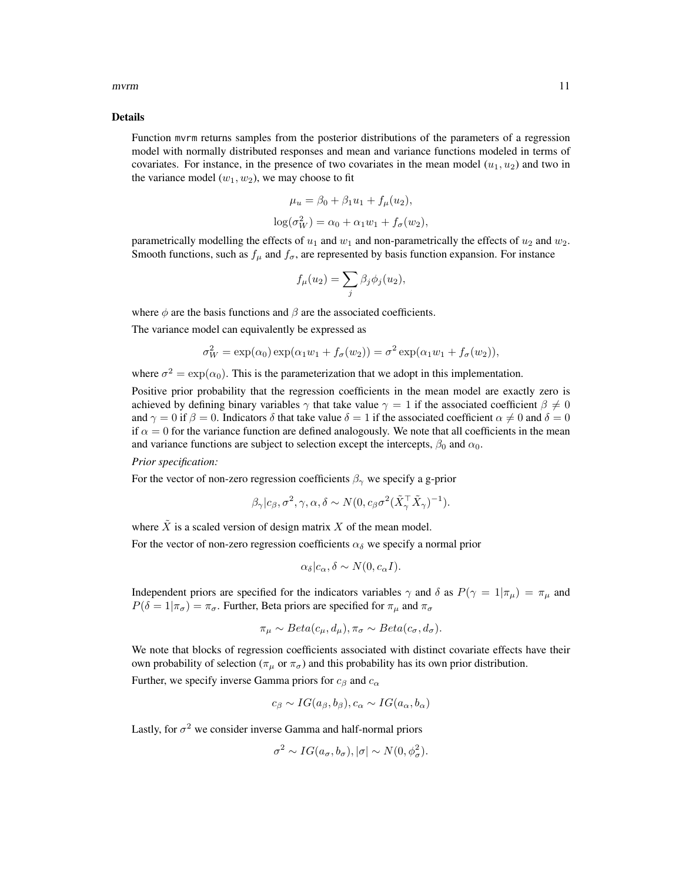### Details

Function `mvrm` returns samples from the posterior distributions of the parameters of a regression model with normally distributed responses and mean and variance functions modeled in terms of covariates. For instance, in the presence of two covariates in the mean model $(u_1, u_2)$ and two in the variance model $(w_1, w_2)$, we may choose to fit

$$\mu_u = \beta_0 + \beta_1 u_1 + f_\mu(u_2),$$

$$\log(\sigma^2_W) = \alpha_0 + \alpha_1 w_1 + f_\sigma(w_2),$$

parametrically modelling the effects of $u_1$ and $w_1$ and non-parametrically the effects of $u_2$ and $w_2$. Smooth functions, such as $f_\mu$ and $f_\sigma$, are represented by basis function expansion. For instance

$$f_\mu(u_2) = \sum_j \beta_j \phi_j(u_2),$$

where $\phi$ are the basis functions and $\beta$ are the associated coefficients.

The variance model can equivalently be expressed as

$$\sigma^2_W = \exp(\alpha_0)\exp(\alpha_1 w_1 + f_\sigma(w_2)) = \sigma^2 \exp(\alpha_1 w_1 + f_\sigma(w_2)),$$

where $\sigma^2 = \exp(\alpha_0)$. This is the parameterization that we adopt in this implementation.

Positive prior probability that the regression coefficients in the mean model are exactly zero is achieved by defining binary variables $\gamma$ that take value $\gamma = 1$ if the associated coefficient $\beta \neq 0$ and $\gamma = 0$ if $\beta = 0$. Indicators $\delta$ that take value $\delta = 1$ if the associated coefficient $\alpha \neq 0$ and $\delta = 0$ if $\alpha = 0$ for the variance function are defined analogously. We note that all coefficients in the mean and variance functions are subject to selection except the intercepts, $\beta_0$ and $\alpha_0$.

*Prior specification:*

For the vector of non-zero regression coefficients $\beta_\gamma$ we specify a g-prior

$$\beta_\gamma | c_\beta, \sigma^2, \gamma, \alpha, \delta \sim N(0, c_\beta \sigma^2 (\tilde{X}^\top_\gamma \tilde{X}_\gamma)^{-1}).$$

where $\tilde{X}$ is a scaled version of design matrix $X$ of the mean model.

For the vector of non-zero regression coefficients $\alpha_\delta$ we specify a normal prior

$$\alpha_\delta | c_\alpha, \delta \sim N(0, c_\alpha I).$$

Independent priors are specified for the indicators variables $\gamma$ and $\delta$ as $P(\gamma = 1|\pi_\mu) = \pi_\mu$ and $P(\delta = 1|\pi_\sigma) = \pi_\sigma$. Further, Beta priors are specified for $\pi_\mu$ and $\pi_\sigma$

$$\pi_\mu \sim Beta(c_\mu, d_\mu), \pi_\sigma \sim Beta(c_\sigma, d_\sigma).$$

We note that blocks of regression coefficients associated with distinct covariate effects have their own probability of selection ($\pi_\mu$ or $\pi_\sigma$) and this probability has its own prior distribution.

Further, we specify inverse Gamma priors for $c_\beta$ and $c_\alpha$

$$c_\beta \sim IG(a_\beta, b_\beta), c_\alpha \sim IG(a_\alpha, b_\alpha)$$

Lastly, for $\sigma^2$ we consider inverse Gamma and half-normal priors

$$\sigma^2 \sim IG(a_\sigma, b_\sigma), |\sigma| \sim N(0, \phi^2_\sigma).$$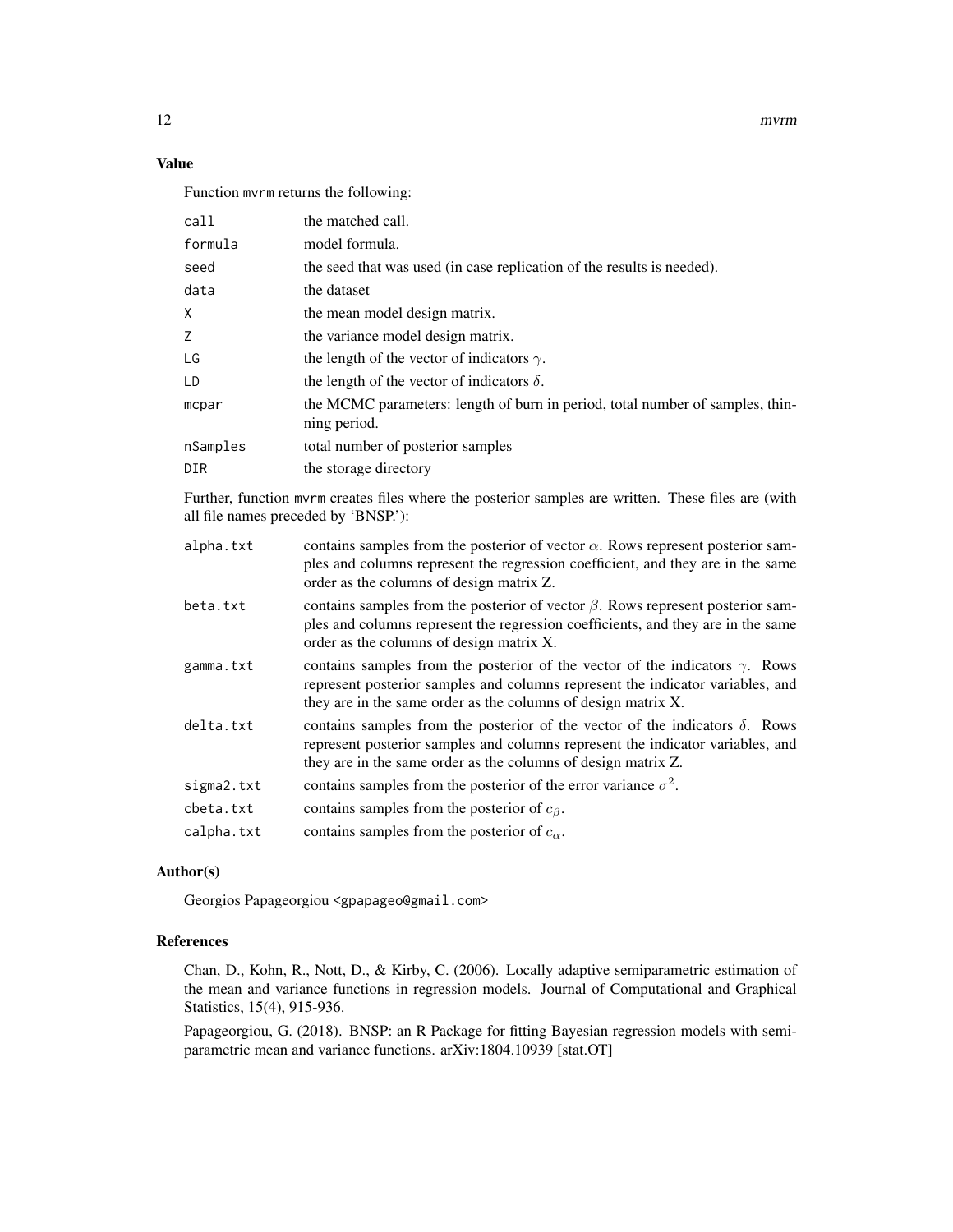## Value

Function `mvrm` returns the following:

| | |
|---|---|
| `call` | the matched call. |
| `formula` | model formula. |
| `seed` | the seed that was used (in case replication of the results is needed). |
| `data` | the dataset |
| `X` | the mean model design matrix. |
| `Z` | the variance model design matrix. |
| `LG` | the length of the vector of indicators $\gamma$. |
| `LD` | the length of the vector of indicators $\delta$. |
| `mcpar` | the MCMC parameters: length of burn in period, total number of samples, thinning period. |
| `nSamples` | total number of posterior samples |
| `DIR` | the storage directory |

Further, function `mvrm` creates files where the posterior samples are written. These files are (with all file names preceded by 'BNSP.'):

| | |
|---|---|
| `alpha.txt` | contains samples from the posterior of vector $\alpha$. Rows represent posterior samples and columns represent the regression coefficient, and they are in the same order as the columns of design matrix Z. |
| `beta.txt` | contains samples from the posterior of vector $\beta$. Rows represent posterior samples and columns represent the regression coefficients, and they are in the same order as the columns of design matrix X. |
| `gamma.txt` | contains samples from the posterior of the vector of the indicators $\gamma$. Rows represent posterior samples and columns represent the indicator variables, and they are in the same order as the columns of design matrix X. |
| `delta.txt` | contains samples from the posterior of the vector of the indicators $\delta$. Rows represent posterior samples and columns represent the indicator variables, and they are in the same order as the columns of design matrix Z. |
| `sigma2.txt` | contains samples from the posterior of the error variance $\sigma^2$. |
| `cbeta.txt` | contains samples from the posterior of $c_\beta$. |
| `calpha.txt` | contains samples from the posterior of $c_\alpha$. |

## Author(s)

Georgios Papageorgiou <gpapageo@gmail.com>

## References

Chan, D., Kohn, R., Nott, D., & Kirby, C. (2006). Locally adaptive semiparametric estimation of the mean and variance functions in regression models. Journal of Computational and Graphical Statistics, 15(4), 915-936.

Papageorgiou, G. (2018). BNSP: an R Package for fitting Bayesian regression models with semiparametric mean and variance functions. arXiv:1804.10939 [stat.OT]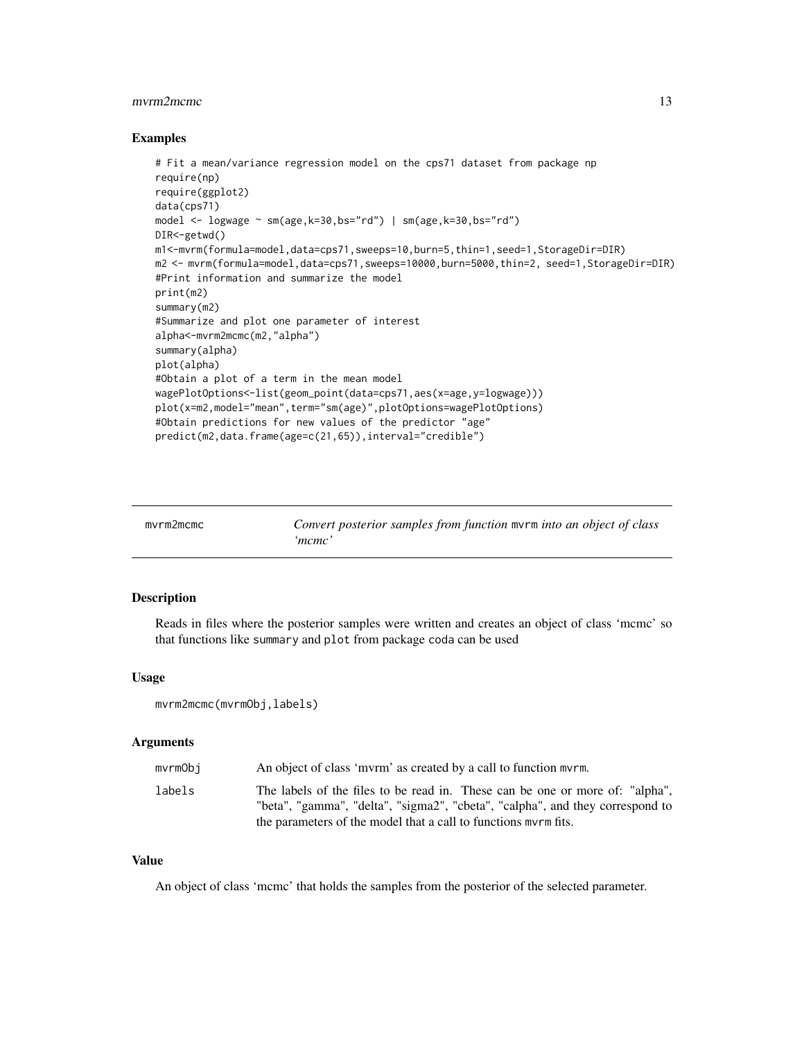### Examples

```
# Fit a mean/variance regression model on the cps71 dataset from package np
require(np)
require(ggplot2)
data(cps71)
model <- logwage ~ sm(age,k=30,bs="rd") | sm(age,k=30,bs="rd")
DIR<-getwd()
m1<-mvrm(formula=model,data=cps71,sweeps=10,burn=5,thin=1,seed=1,StorageDir=DIR)
m2 <- mvrm(formula=model,data=cps71,sweeps=10000,burn=5000,thin=2, seed=1,StorageDir=DIR)
#Print information and summarize the model
print(m2)
summary(m2)
#Summarize and plot one parameter of interest
alpha<-mvrm2mcmc(m2,"alpha")
summary(alpha)
plot(alpha)
#Obtain a plot of a term in the mean model
wagePlotOptions<-list(geom_point(data=cps71,aes(x=age,y=logwage)))
plot(x=m2,model="mean",term="sm(age)",plotOptions=wagePlotOptions)
#Obtain predictions for new values of the predictor "age"
predict(m2,data.frame(age=c(21,65)),interval="credible")
```

---

## mvrm2mcmc — *Convert posterior samples from function* `mvrm` *into an object of class 'mcmc'*

---

### Description

Reads in files where the posterior samples were written and creates an object of class 'mcmc' so that functions like `summary` and `plot` from package `coda` can be used

### Usage

```
mvrm2mcmc(mvrmObj,labels)
```

### Arguments

| | |
|---|---|
| `mvrmObj` | An object of class 'mvrm' as created by a call to function `mvrm`. |
| `labels` | The labels of the files to be read in. These can be one or more of: "alpha", "beta", "gamma", "delta", "sigma2", "cbeta", "calpha", and they correspond to the parameters of the model that a call to functions `mvrm` fits. |

### Value

An object of class 'mcmc' that holds the samples from the posterior of the selected parameter.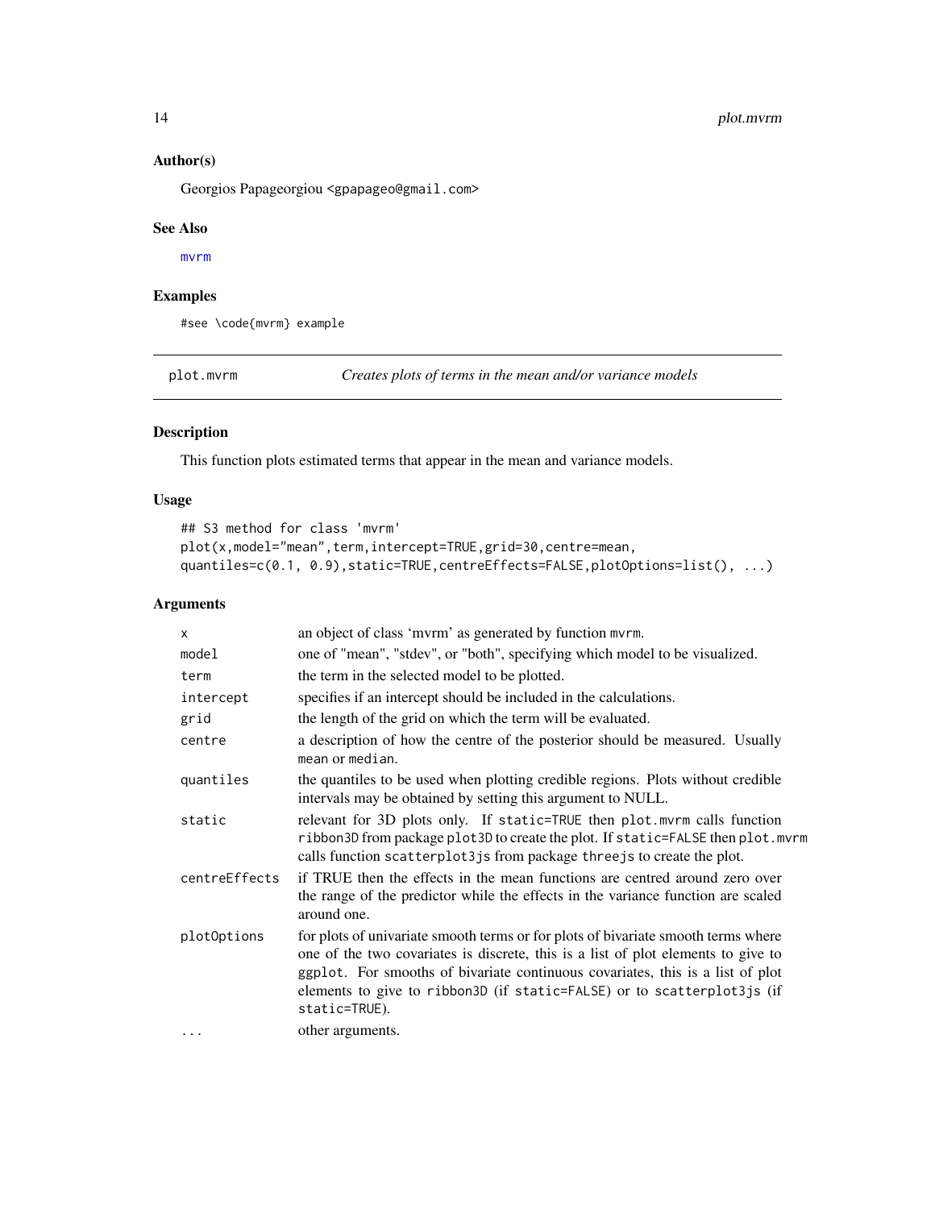### Author(s)

Georgios Papageorgiou <gpapageo@gmail.com>

### See Also

mvrm

### Examples

```
#see \code{mvrm} example
```

---

## plot.mvrm — *Creates plots of terms in the mean and/or variance models*

---

### Description

This function plots estimated terms that appear in the mean and variance models.

### Usage

```
## S3 method for class 'mvrm'
plot(x,model="mean",term,intercept=TRUE,grid=30,centre=mean,
quantiles=c(0.1, 0.9),static=TRUE,centreEffects=FALSE,plotOptions=list(), ...)
```

### Arguments

| Argument | Description |
|---|---|
| x | an object of class 'mvrm' as generated by function mvrm. |
| model | one of "mean", "stdev", or "both", specifying which model to be visualized. |
| term | the term in the selected model to be plotted. |
| intercept | specifies if an intercept should be included in the calculations. |
| grid | the length of the grid on which the term will be evaluated. |
| centre | a description of how the centre of the posterior should be measured. Usually mean or median. |
| quantiles | the quantiles to be used when plotting credible regions. Plots without credible intervals may be obtained by setting this argument to NULL. |
| static | relevant for 3D plots only. If static=TRUE then plot.mvrm calls function ribbon3D from package plot3D to create the plot. If static=FALSE then plot.mvrm calls function scatterplot3js from package threejs to create the plot. |
| centreEffects | if TRUE then the effects in the mean functions are centred around zero over the range of the predictor while the effects in the variance function are scaled around one. |
| plotOptions | for plots of univariate smooth terms or for plots of bivariate smooth terms where one of the two covariates is discrete, this is a list of plot elements to give to ggplot. For smooths of bivariate continuous covariates, this is a list of plot elements to give to ribbon3D (if static=FALSE) or to scatterplot3js (if static=TRUE). |
| ... | other arguments. |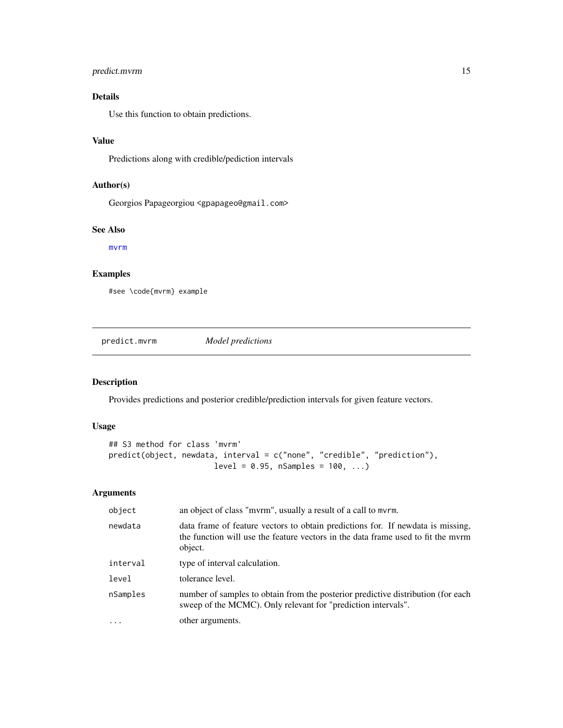## Details

Use this function to obtain predictions.

## Value

Predictions along with credible/pediction intervals

## Author(s)

Georgios Papageorgiou <gpapageo@gmail.com>

## See Also

mvrm

## Examples

```
#see \code{mvrm} example
```

---

# predict.mvrm — *Model predictions*

## Description

Provides predictions and posterior credible/prediction intervals for given feature vectors.

## Usage

```
## S3 method for class 'mvrm'
predict(object, newdata, interval = c("none", "credible", "prediction"),
                      level = 0.95, nSamples = 100, ...)
```

## Arguments

| | |
|---|---|
| object | an object of class "mvrm", usually a result of a call to mvrm. |
| newdata | data frame of feature vectors to obtain predictions for. If newdata is missing, the function will use the feature vectors in the data frame used to fit the mvrm object. |
| interval | type of interval calculation. |
| level | tolerance level. |
| nSamples | number of samples to obtain from the posterior predictive distribution (for each sweep of the MCMC). Only relevant for "prediction intervals". |
| ... | other arguments. |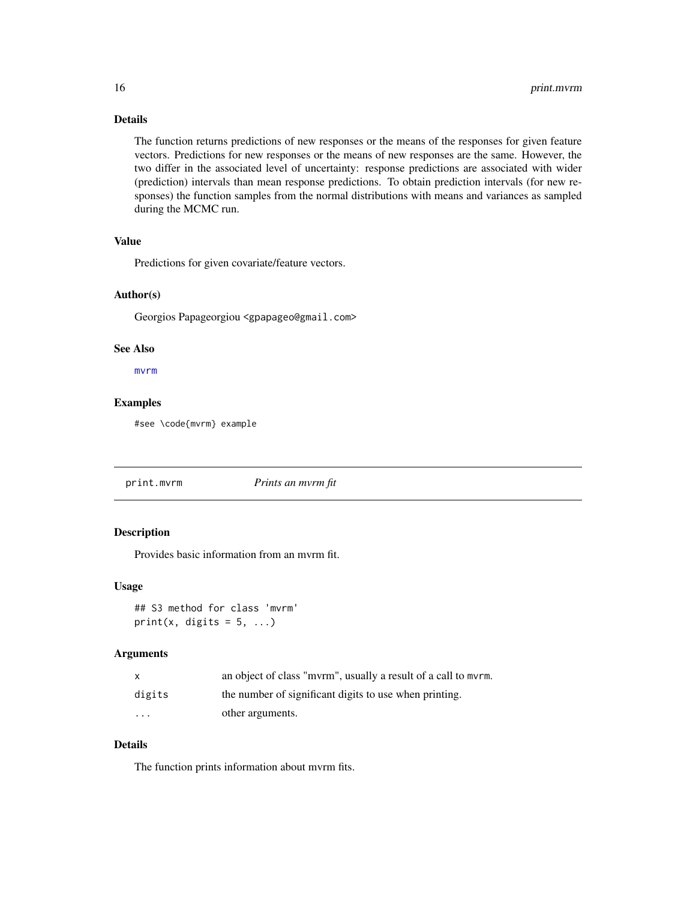### Details

The function returns predictions of new responses or the means of the responses for given feature vectors. Predictions for new responses or the means of new responses are the same. However, the two differ in the associated level of uncertainty: response predictions are associated with wider (prediction) intervals than mean response predictions. To obtain prediction intervals (for new responses) the function samples from the normal distributions with means and variances as sampled during the MCMC run.

### Value

Predictions for given covariate/feature vectors.

### Author(s)

Georgios Papageorgiou <gpapageo@gmail.com>

### See Also

mvrm

### Examples

```
#see \code{mvrm} example
```

---

## print.mvrm *Prints an mvrm fit*

### Description

Provides basic information from an mvrm fit.

### Usage

```
## S3 method for class 'mvrm'
print(x, digits = 5, ...)
```

### Arguments

| | |
|---|---|
| x | an object of class "mvrm", usually a result of a call to mvrm. |
| digits | the number of significant digits to use when printing. |
| ... | other arguments. |

### Details

The function prints information about mvrm fits.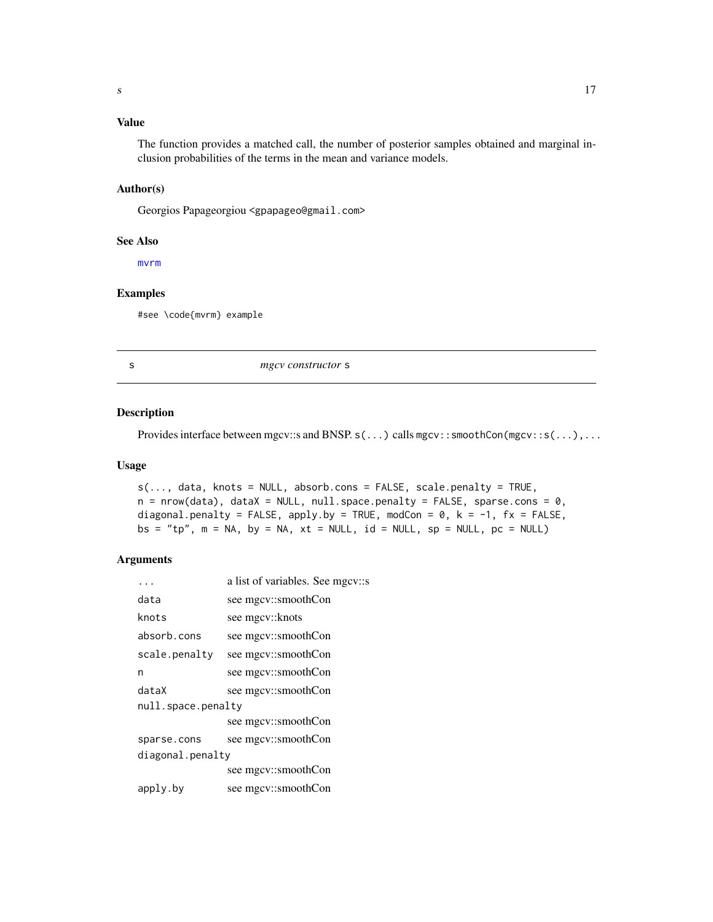## Value

The function provides a matched call, the number of posterior samples obtained and marginal inclusion probabilities of the terms in the mean and variance models.

## Author(s)

Georgios Papageorgiou <gpapageo@gmail.com>

## See Also

mvrm

## Examples

```
#see \code{mvrm} example
```

---

# s *mgcv constructor* s

## Description

Provides interface between mgcv::s and BNSP. `s(...)` calls `mgcv::smoothCon(mgcv::s(...),...`

## Usage

```
s(..., data, knots = NULL, absorb.cons = FALSE, scale.penalty = TRUE,
n = nrow(data), dataX = NULL, null.space.penalty = FALSE, sparse.cons = 0,
diagonal.penalty = FALSE, apply.by = TRUE, modCon = 0, k = -1, fx = FALSE,
bs = "tp", m = NA, by = NA, xt = NULL, id = NULL, sp = NULL, pc = NULL)
```

## Arguments

| | |
|---|---|
| `...` | a list of variables. See mgcv::s |
| `data` | see mgcv::smoothCon |
| `knots` | see mgcv::knots |
| `absorb.cons` | see mgcv::smoothCon |
| `scale.penalty` | see mgcv::smoothCon |
| `n` | see mgcv::smoothCon |
| `dataX` | see mgcv::smoothCon |
| `null.space.penalty` | see mgcv::smoothCon |
| `sparse.cons` | see mgcv::smoothCon |
| `diagonal.penalty` | see mgcv::smoothCon |
| `apply.by` | see mgcv::smoothCon |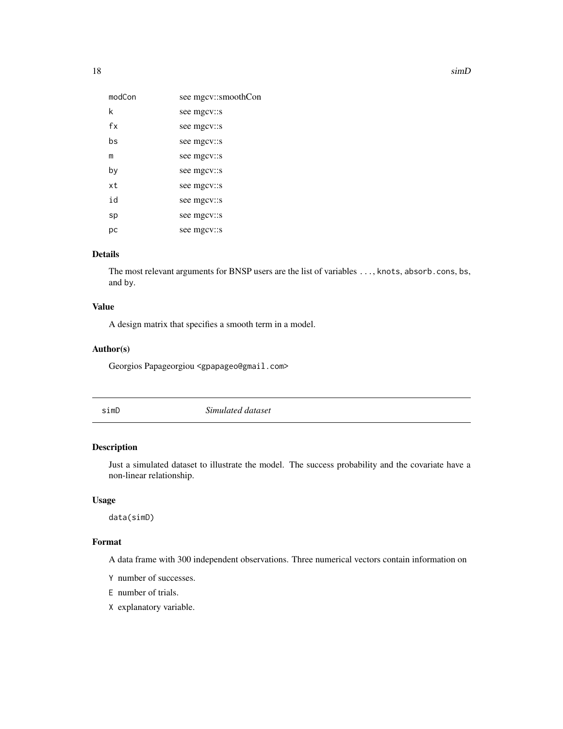| | |
|---|---|
| modCon | see mgcv::smoothCon |
| k | see mgcv::s |
| fx | see mgcv::s |
| bs | see mgcv::s |
| m | see mgcv::s |
| by | see mgcv::s |
| xt | see mgcv::s |
| id | see mgcv::s |
| sp | see mgcv::s |
| pc | see mgcv::s |

### Details

The most relevant arguments for BNSP users are the list of variables `...`, `knots`, `absorb.cons`, `bs`, and `by`.

### Value

A design matrix that specifies a smooth term in a model.

### Author(s)

Georgios Papageorgiou <gpapageo@gmail.com>

---

## simD *Simulated dataset*

---

### Description

Just a simulated dataset to illustrate the model. The success probability and the covariate have a non-linear relationship.

### Usage

```
data(simD)
```

### Format

A data frame with 300 independent observations. Three numerical vectors contain information on

- `Y` number of successes.
- `E` number of trials.
- `X` explanatory variable.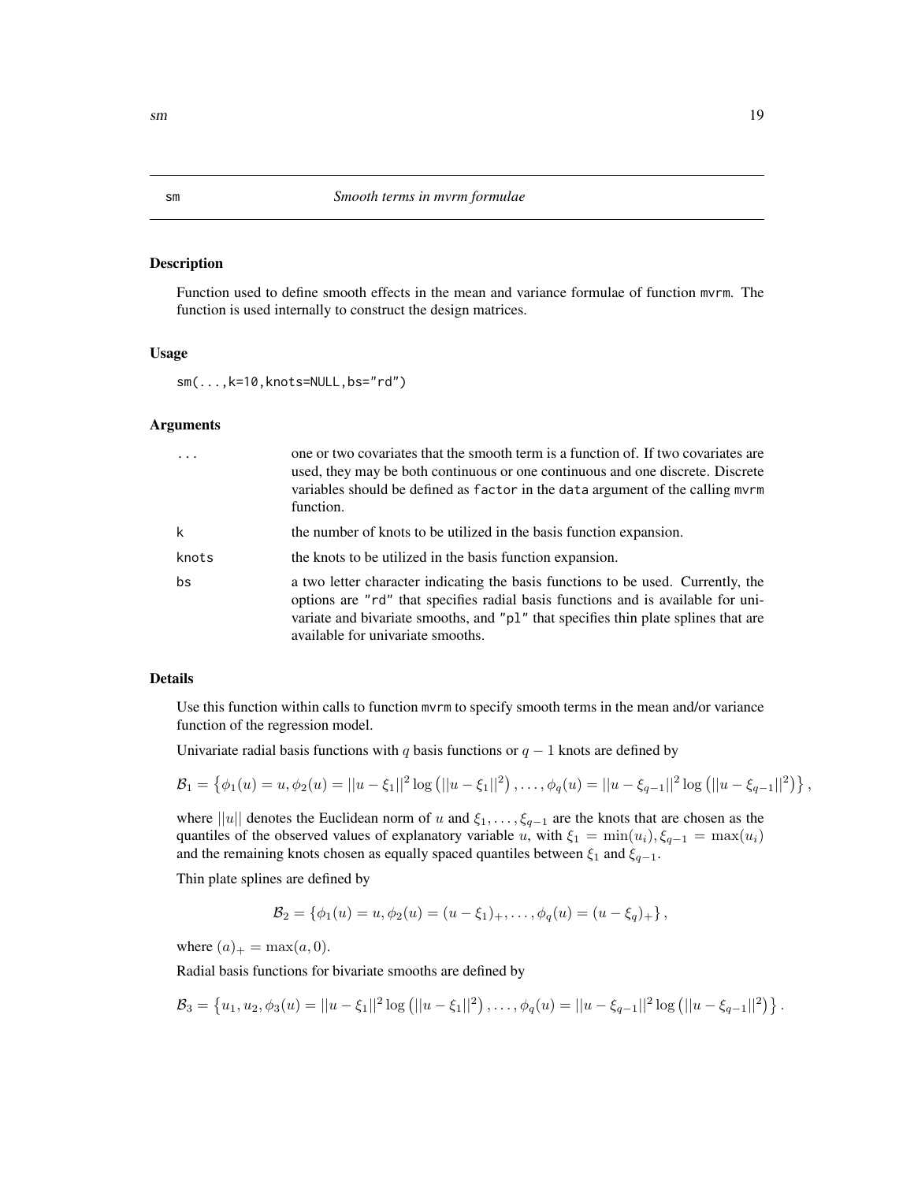# sm — *Smooth terms in mvrm formulae*

## Description

Function used to define smooth effects in the mean and variance formulae of function mvrm. The function is used internally to construct the design matrices.

## Usage

```
sm(...,k=10,knots=NULL,bs="rd")
```

## Arguments

| | |
|---|---|
| ... | one or two covariates that the smooth term is a function of. If two covariates are used, they may be both continuous or one continuous and one discrete. Discrete variables should be defined as factor in the data argument of the calling mvrm function. |
| k | the number of knots to be utilized in the basis function expansion. |
| knots | the knots to be utilized in the basis function expansion. |
| bs | a two letter character indicating the basis functions to be used. Currently, the options are "rd" that specifies radial basis functions and is available for univariate and bivariate smooths, and "pl" that specifies thin plate splines that are available for univariate smooths. |

## Details

Use this function within calls to function mvrm to specify smooth terms in the mean and/or variance function of the regression model.

Univariate radial basis functions with $q$ basis functions or $q-1$ knots are defined by

$$\mathcal{B}_1 = \left\{\phi_1(u) = u, \phi_2(u) = ||u-\xi_1||^2 \log\left(||u-\xi_1||^2\right), \ldots, \phi_q(u) = ||u-\xi_{q-1}||^2 \log\left(||u-\xi_{q-1}||^2\right)\right\},$$

where $||u||$ denotes the Euclidean norm of $u$ and $\xi_1, \ldots, \xi_{q-1}$ are the knots that are chosen as the quantiles of the observed values of explanatory variable $u$, with $\xi_1 = \min(u_i), \xi_{q-1} = \max(u_i)$ and the remaining knots chosen as equally spaced quantiles between $\xi_1$ and $\xi_{q-1}$.

Thin plate splines are defined by

$$\mathcal{B}_2 = \left\{\phi_1(u) = u, \phi_2(u) = (u-\xi_1)_+, \ldots, \phi_q(u) = (u-\xi_q)_+\right\},$$

where $(a)_+ = \max(a, 0)$.

Radial basis functions for bivariate smooths are defined by

$$\mathcal{B}_3 = \left\{u_1, u_2, \phi_3(u) = ||u-\xi_1||^2 \log\left(||u-\xi_1||^2\right), \ldots, \phi_q(u) = ||u-\xi_{q-1}||^2 \log\left(||u-\xi_{q-1}||^2\right)\right\}.$$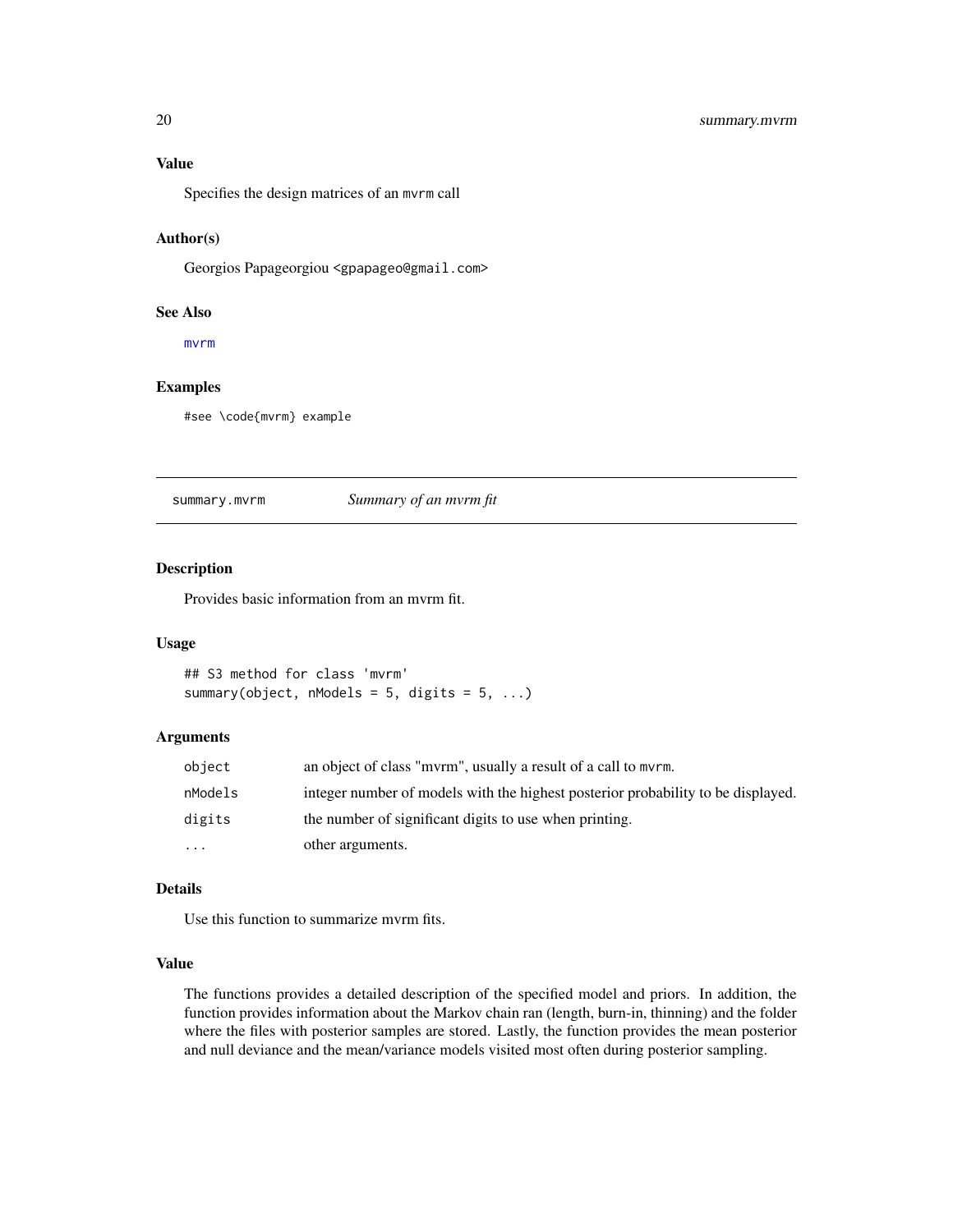### Value

Specifies the design matrices of an `mvrm` call

### Author(s)

Georgios Papageorgiou <gpapageo@gmail.com>

### See Also

`mvrm`

### Examples

```
#see \code{mvrm} example
```

---

## summary.mvrm — *Summary of an mvrm fit*

### Description

Provides basic information from an mvrm fit.

### Usage

```
## S3 method for class 'mvrm'
summary(object, nModels = 5, digits = 5, ...)
```

### Arguments

| | |
|---|---|
| `object` | an object of class "mvrm", usually a result of a call to `mvrm`. |
| `nModels` | integer number of models with the highest posterior probability to be displayed. |
| `digits` | the number of significant digits to use when printing. |
| `...` | other arguments. |

### Details

Use this function to summarize mvrm fits.

### Value

The functions provides a detailed description of the specified model and priors. In addition, the function provides information about the Markov chain ran (length, burn-in, thinning) and the folder where the files with posterior samples are stored. Lastly, the function provides the mean posterior and null deviance and the mean/variance models visited most often during posterior sampling.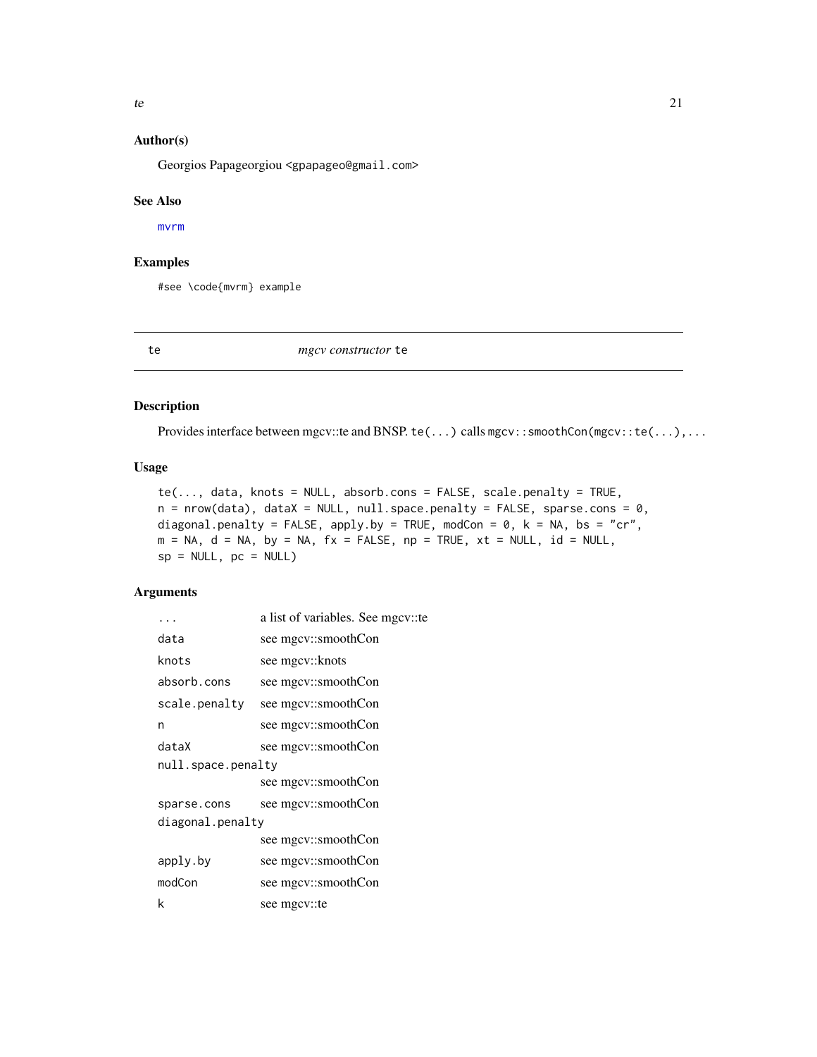### Author(s)

Georgios Papageorgiou <gpapageo@gmail.com>

### See Also

mvrm

### Examples

```
#see \code{mvrm} example
```

---

## te — *mgcv constructor* te

### Description

Provides interface between mgcv::te and BNSP. `te(...)` calls `mgcv::smoothCon(mgcv::te(...),...`

### Usage

```
te(..., data, knots = NULL, absorb.cons = FALSE, scale.penalty = TRUE,
n = nrow(data), dataX = NULL, null.space.penalty = FALSE, sparse.cons = 0,
diagonal.penalty = FALSE, apply.by = TRUE, modCon = 0, k = NA, bs = "cr",
m = NA, d = NA, by = NA, fx = FALSE, np = TRUE, xt = NULL, id = NULL,
sp = NULL, pc = NULL)
```

### Arguments

| | |
|---|---|
| `...` | a list of variables. See mgcv::te |
| `data` | see mgcv::smoothCon |
| `knots` | see mgcv::knots |
| `absorb.cons` | see mgcv::smoothCon |
| `scale.penalty` | see mgcv::smoothCon |
| `n` | see mgcv::smoothCon |
| `dataX` | see mgcv::smoothCon |
| `null.space.penalty` | see mgcv::smoothCon |
| `sparse.cons` | see mgcv::smoothCon |
| `diagonal.penalty` | see mgcv::smoothCon |
| `apply.by` | see mgcv::smoothCon |
| `modCon` | see mgcv::smoothCon |
| `k` | see mgcv::te |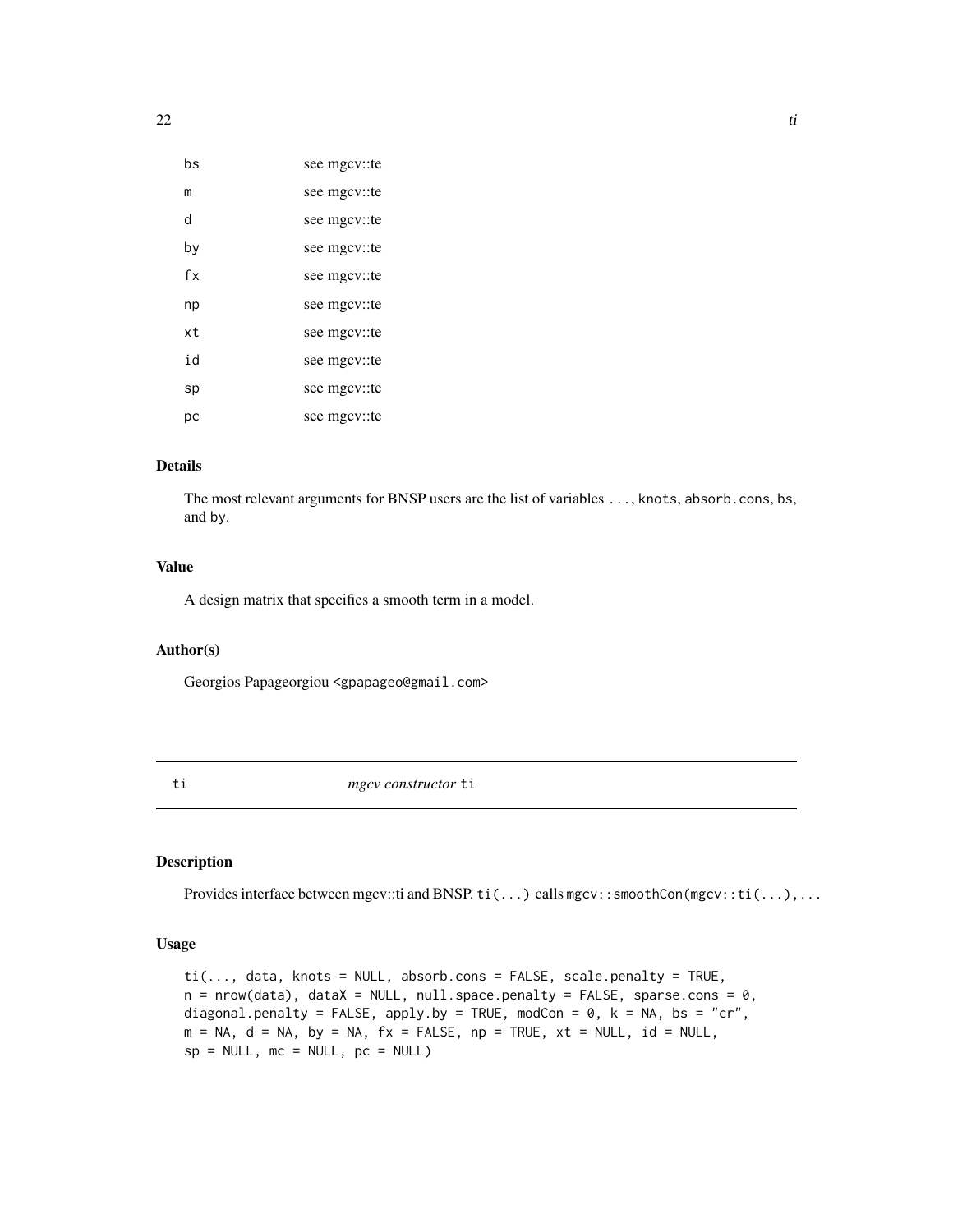| | |
|---|---|
| bs | see mgcv::te |
| m | see mgcv::te |
| d | see mgcv::te |
| by | see mgcv::te |
| fx | see mgcv::te |
| np | see mgcv::te |
| xt | see mgcv::te |
| id | see mgcv::te |
| sp | see mgcv::te |
| pc | see mgcv::te |

### Details

The most relevant arguments for BNSP users are the list of variables `...`, `knots`, `absorb.cons`, `bs`, and `by`.

### Value

A design matrix that specifies a smooth term in a model.

### Author(s)

Georgios Papageorgiou <gpapageo@gmail.com>

---

## ti — *mgcv constructor* ti

### Description

Provides interface between mgcv::ti and BNSP. `ti(...)` calls `mgcv::smoothCon(mgcv::ti(...),...`

### Usage

```
ti(..., data, knots = NULL, absorb.cons = FALSE, scale.penalty = TRUE,
n = nrow(data), dataX = NULL, null.space.penalty = FALSE, sparse.cons = 0,
diagonal.penalty = FALSE, apply.by = TRUE, modCon = 0, k = NA, bs = "cr",
m = NA, d = NA, by = NA, fx = FALSE, np = TRUE, xt = NULL, id = NULL,
sp = NULL, mc = NULL, pc = NULL)
```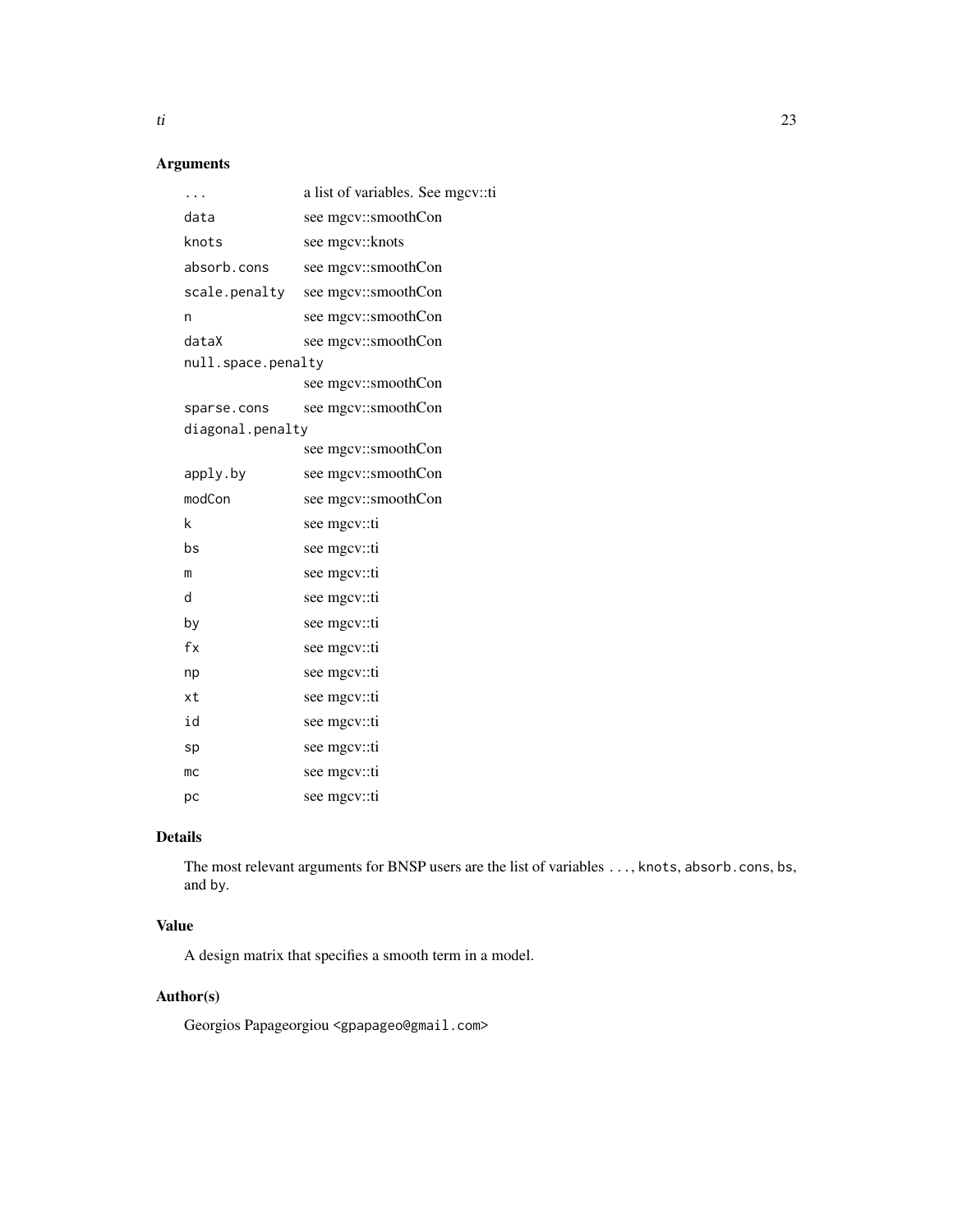## Arguments

| | |
|---|---|
| `...` | a list of variables. See mgcv::ti |
| `data` | see mgcv::smoothCon |
| `knots` | see mgcv::knots |
| `absorb.cons` | see mgcv::smoothCon |
| `scale.penalty` | see mgcv::smoothCon |
| `n` | see mgcv::smoothCon |
| `dataX` | see mgcv::smoothCon |
| `null.space.penalty` | see mgcv::smoothCon |
| `sparse.cons` | see mgcv::smoothCon |
| `diagonal.penalty` | see mgcv::smoothCon |
| `apply.by` | see mgcv::smoothCon |
| `modCon` | see mgcv::smoothCon |
| `k` | see mgcv::ti |
| `bs` | see mgcv::ti |
| `m` | see mgcv::ti |
| `d` | see mgcv::ti |
| `by` | see mgcv::ti |
| `fx` | see mgcv::ti |
| `np` | see mgcv::ti |
| `xt` | see mgcv::ti |
| `id` | see mgcv::ti |
| `sp` | see mgcv::ti |
| `mc` | see mgcv::ti |
| `pc` | see mgcv::ti |

## Details

The most relevant arguments for BNSP users are the list of variables `...`, `knots`, `absorb.cons`, `bs`, and `by`.

## Value

A design matrix that specifies a smooth term in a model.

## Author(s)

Georgios Papageorgiou <gpapageo@gmail.com>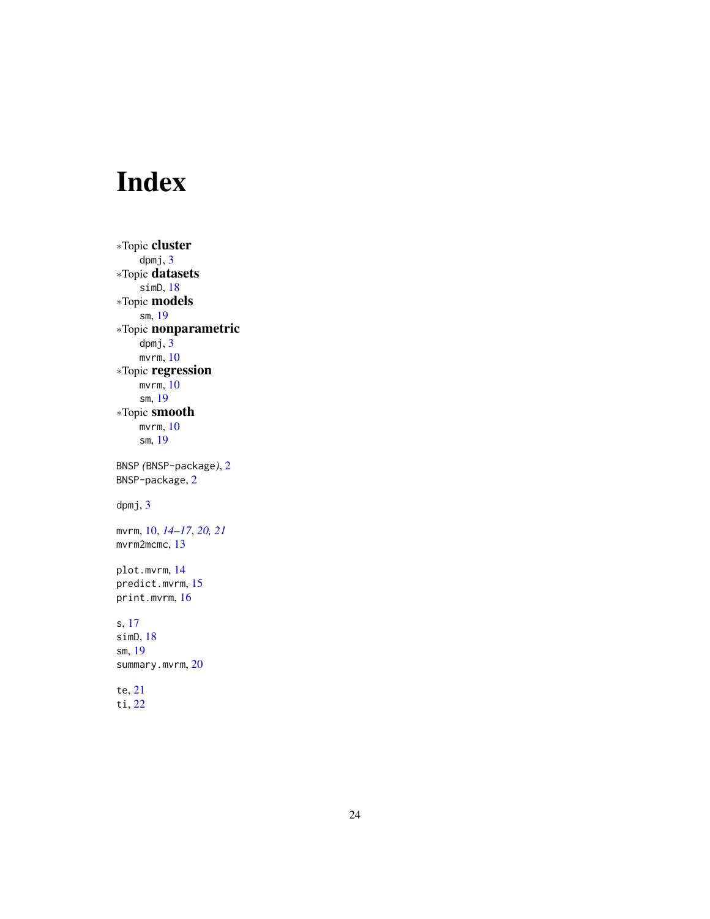# Index

*Topic **cluster**
  dpmj, 3
*Topic **datasets**
  simD, 18
*Topic **models**
  sm, 19
*Topic **nonparametric**
  dpmj, 3
  mvrm, 10
*Topic **regression**
  mvrm, 10
  sm, 19
*Topic **smooth**
  mvrm, 10
  sm, 19

BNSP *(*BNSP-package*)*, 2
BNSP-package, 2

dpmj, 3

mvrm, 10, *14–17*, *20, 21*
mvrm2mcmc, 13

plot.mvrm, 14
predict.mvrm, 15
print.mvrm, 16

s, 17
simD, 18
sm, 19
summary.mvrm, 20

te, 21
ti, 22